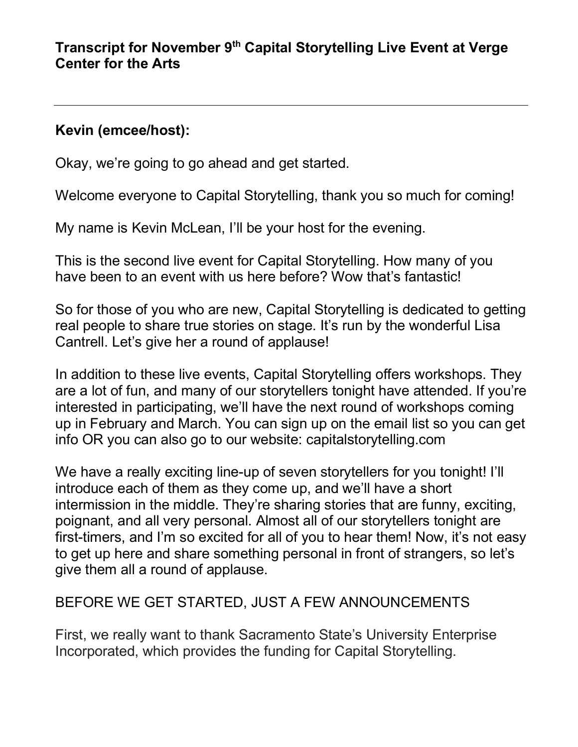# Transcript for November 9th Capital Storytelling Live Event at Verge Center for the Arts

---

**Kevin (emcee/host):**

Okay, we're going to go ahead and get started.

Welcome everyone to Capital Storytelling, thank you so much for coming!

My name is Kevin McLean, I'll be your host for the evening.

This is the second live event for Capital Storytelling. How many of you have been to an event with us here before? Wow that's fantastic!

So for those of you who are new, Capital Storytelling is dedicated to getting real people to share true stories on stage. It's run by the wonderful Lisa Cantrell. Let's give her a round of applause!

In addition to these live events, Capital Storytelling offers workshops. They are a lot of fun, and many of our storytellers tonight have attended. If you're interested in participating, we'll have the next round of workshops coming up in February and March. You can sign up on the email list so you can get info OR you can also go to our website: capitalstorytelling.com

We have a really exciting line-up of seven storytellers for you tonight! I'll introduce each of them as they come up, and we'll have a short intermission in the middle. They're sharing stories that are funny, exciting, poignant, and all very personal. Almost all of our storytellers tonight are first-timers, and I'm so excited for all of you to hear them! Now, it's not easy to get up here and share something personal in front of strangers, so let's give them all a round of applause.

BEFORE WE GET STARTED, JUST A FEW ANNOUNCEMENTS

First, we really want to thank Sacramento State's University Enterprise Incorporated, which provides the funding for Capital Storytelling.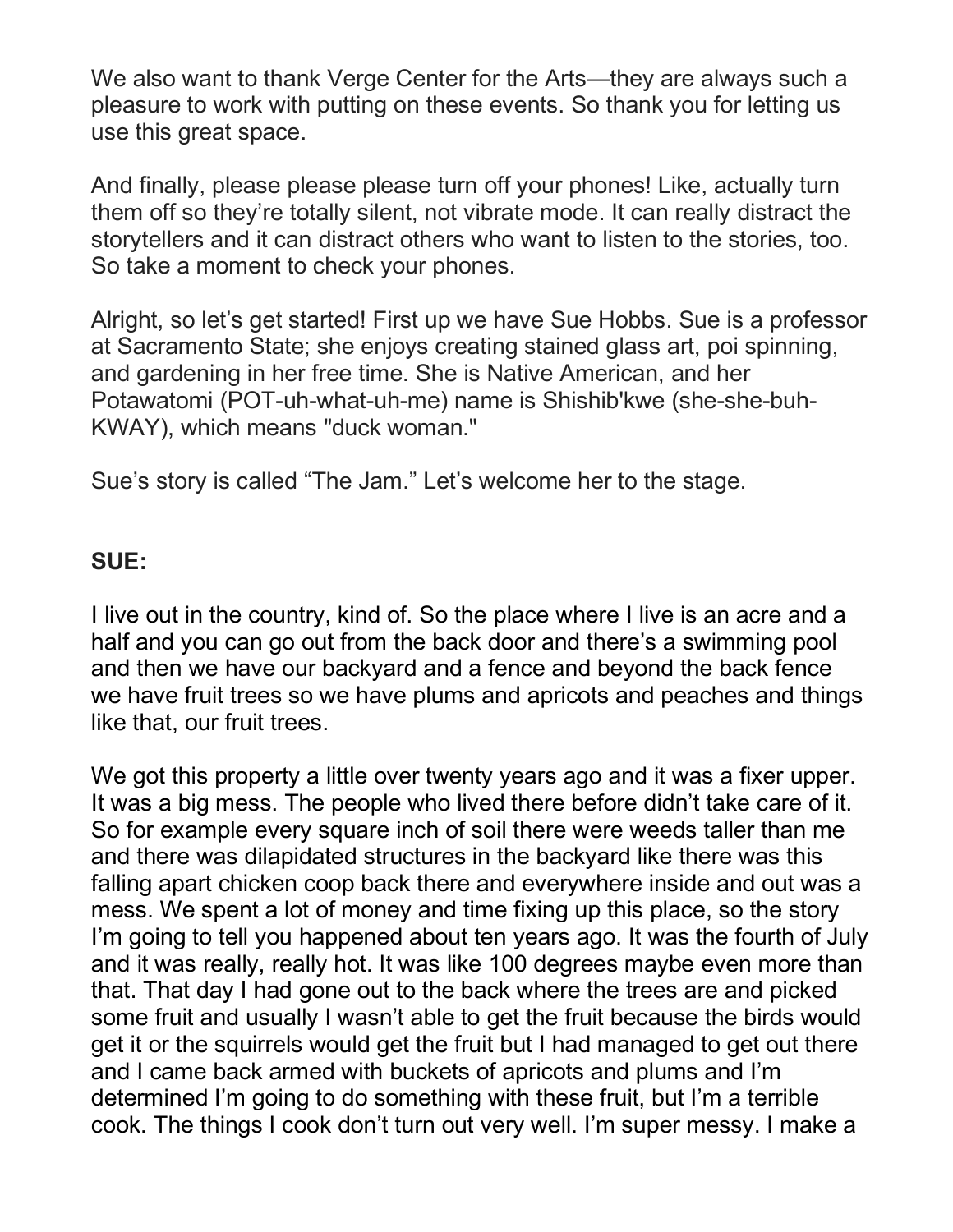We also want to thank Verge Center for the Arts—they are always such a pleasure to work with putting on these events. So thank you for letting us use this great space.

And finally, please please please turn off your phones! Like, actually turn them off so they're totally silent, not vibrate mode. It can really distract the storytellers and it can distract others who want to listen to the stories, too. So take a moment to check your phones.

Alright, so let's get started! First up we have Sue Hobbs. Sue is a professor at Sacramento State; she enjoys creating stained glass art, poi spinning, and gardening in her free time. She is Native American, and her Potawatomi (POT-uh-what-uh-me) name is Shishib'kwe (she-she-buh-KWAY), which means "duck woman."

Sue's story is called "The Jam." Let's welcome her to the stage.

**SUE:**

I live out in the country, kind of. So the place where I live is an acre and a half and you can go out from the back door and there's a swimming pool and then we have our backyard and a fence and beyond the back fence we have fruit trees so we have plums and apricots and peaches and things like that, our fruit trees.

We got this property a little over twenty years ago and it was a fixer upper. It was a big mess. The people who lived there before didn't take care of it. So for example every square inch of soil there were weeds taller than me and there was dilapidated structures in the backyard like there was this falling apart chicken coop back there and everywhere inside and out was a mess. We spent a lot of money and time fixing up this place, so the story I'm going to tell you happened about ten years ago. It was the fourth of July and it was really, really hot. It was like 100 degrees maybe even more than that. That day I had gone out to the back where the trees are and picked some fruit and usually I wasn't able to get the fruit because the birds would get it or the squirrels would get the fruit but I had managed to get out there and I came back armed with buckets of apricots and plums and I'm determined I'm going to do something with these fruit, but I'm a terrible cook. The things I cook don't turn out very well. I'm super messy. I make a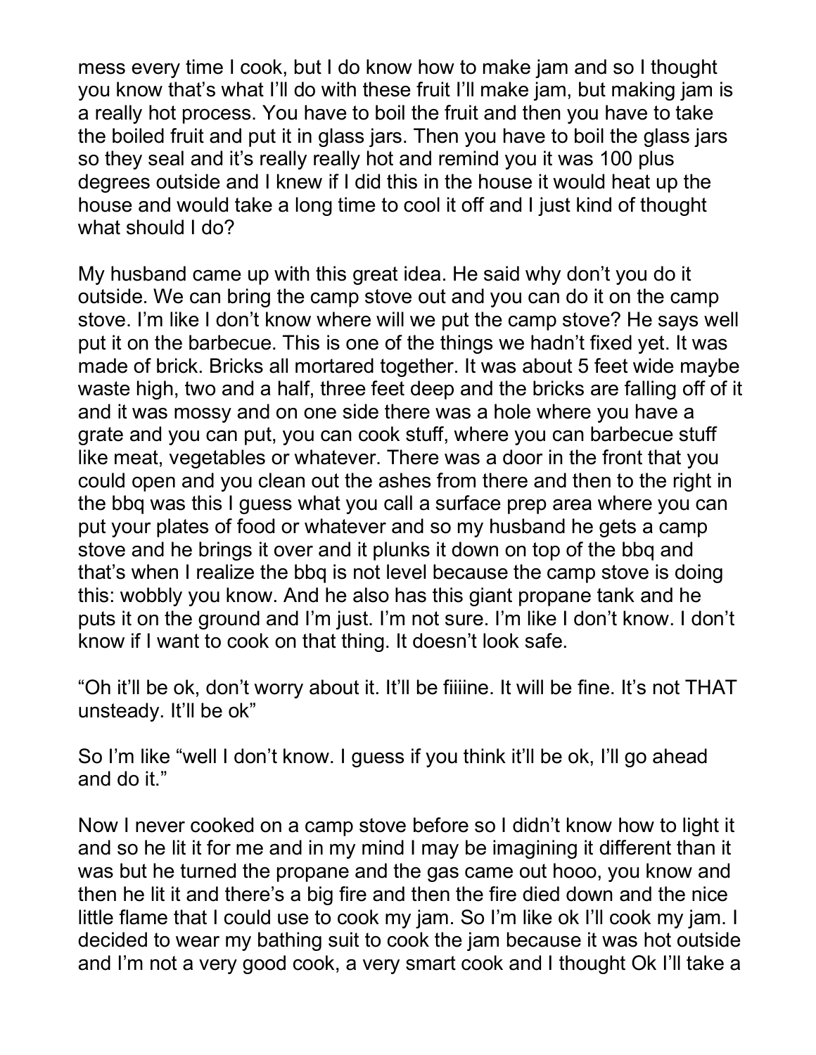mess every time I cook, but I do know how to make jam and so I thought you know that's what I'll do with these fruit I'll make jam, but making jam is a really hot process. You have to boil the fruit and then you have to take the boiled fruit and put it in glass jars. Then you have to boil the glass jars so they seal and it's really really hot and remind you it was 100 plus degrees outside and I knew if I did this in the house it would heat up the house and would take a long time to cool it off and I just kind of thought what should I do?

My husband came up with this great idea. He said why don't you do it outside. We can bring the camp stove out and you can do it on the camp stove. I'm like I don't know where will we put the camp stove? He says well put it on the barbecue. This is one of the things we hadn't fixed yet. It was made of brick. Bricks all mortared together. It was about 5 feet wide maybe waste high, two and a half, three feet deep and the bricks are falling off of it and it was mossy and on one side there was a hole where you have a grate and you can put, you can cook stuff, where you can barbecue stuff like meat, vegetables or whatever. There was a door in the front that you could open and you clean out the ashes from there and then to the right in the bbq was this I guess what you call a surface prep area where you can put your plates of food or whatever and so my husband he gets a camp stove and he brings it over and it plunks it down on top of the bbq and that's when I realize the bbq is not level because the camp stove is doing this: wobbly you know. And he also has this giant propane tank and he puts it on the ground and I'm just. I'm not sure. I'm like I don't know. I don't know if I want to cook on that thing. It doesn't look safe.

"Oh it'll be ok, don't worry about it. It'll be fiiiine. It will be fine. It's not THAT unsteady. It'll be ok"

So I'm like "well I don't know. I guess if you think it'll be ok, I'll go ahead and do it."

Now I never cooked on a camp stove before so I didn't know how to light it and so he lit it for me and in my mind I may be imagining it different than it was but he turned the propane and the gas came out hooo, you know and then he lit it and there's a big fire and then the fire died down and the nice little flame that I could use to cook my jam. So I'm like ok I'll cook my jam. I decided to wear my bathing suit to cook the jam because it was hot outside and I'm not a very good cook, a very smart cook and I thought Ok I'll take a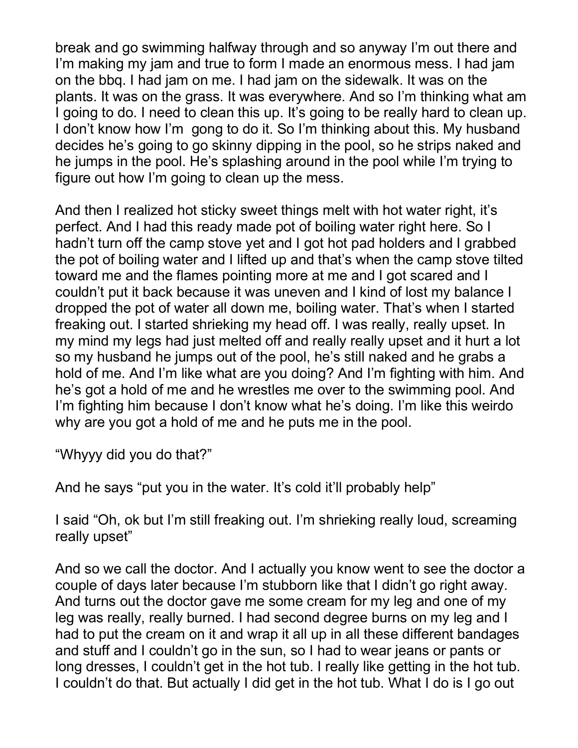break and go swimming halfway through and so anyway I'm out there and I'm making my jam and true to form I made an enormous mess. I had jam on the bbq. I had jam on me. I had jam on the sidewalk. It was on the plants. It was on the grass. It was everywhere. And so I'm thinking what am I going to do. I need to clean this up. It's going to be really hard to clean up. I don't know how I'm  gong to do it. So I'm thinking about this. My husband decides he's going to go skinny dipping in the pool, so he strips naked and he jumps in the pool. He's splashing around in the pool while I'm trying to figure out how I'm going to clean up the mess.

And then I realized hot sticky sweet things melt with hot water right, it's perfect. And I had this ready made pot of boiling water right here. So I hadn't turn off the camp stove yet and I got hot pad holders and I grabbed the pot of boiling water and I lifted up and that's when the camp stove tilted toward me and the flames pointing more at me and I got scared and I couldn't put it back because it was uneven and I kind of lost my balance I dropped the pot of water all down me, boiling water. That's when I started freaking out. I started shrieking my head off. I was really, really upset. In my mind my legs had just melted off and really really upset and it hurt a lot so my husband he jumps out of the pool, he's still naked and he grabs a hold of me. And I'm like what are you doing? And I'm fighting with him. And he's got a hold of me and he wrestles me over to the swimming pool. And I'm fighting him because I don't know what he's doing. I'm like this weirdo why are you got a hold of me and he puts me in the pool.

"Whyyy did you do that?"

And he says "put you in the water. It's cold it'll probably help"

I said "Oh, ok but I'm still freaking out. I'm shrieking really loud, screaming really upset"

And so we call the doctor. And I actually you know went to see the doctor a couple of days later because I'm stubborn like that I didn't go right away. And turns out the doctor gave me some cream for my leg and one of my leg was really, really burned. I had second degree burns on my leg and I had to put the cream on it and wrap it all up in all these different bandages and stuff and I couldn't go in the sun, so I had to wear jeans or pants or long dresses, I couldn't get in the hot tub. I really like getting in the hot tub. I couldn't do that. But actually I did get in the hot tub. What I do is I go out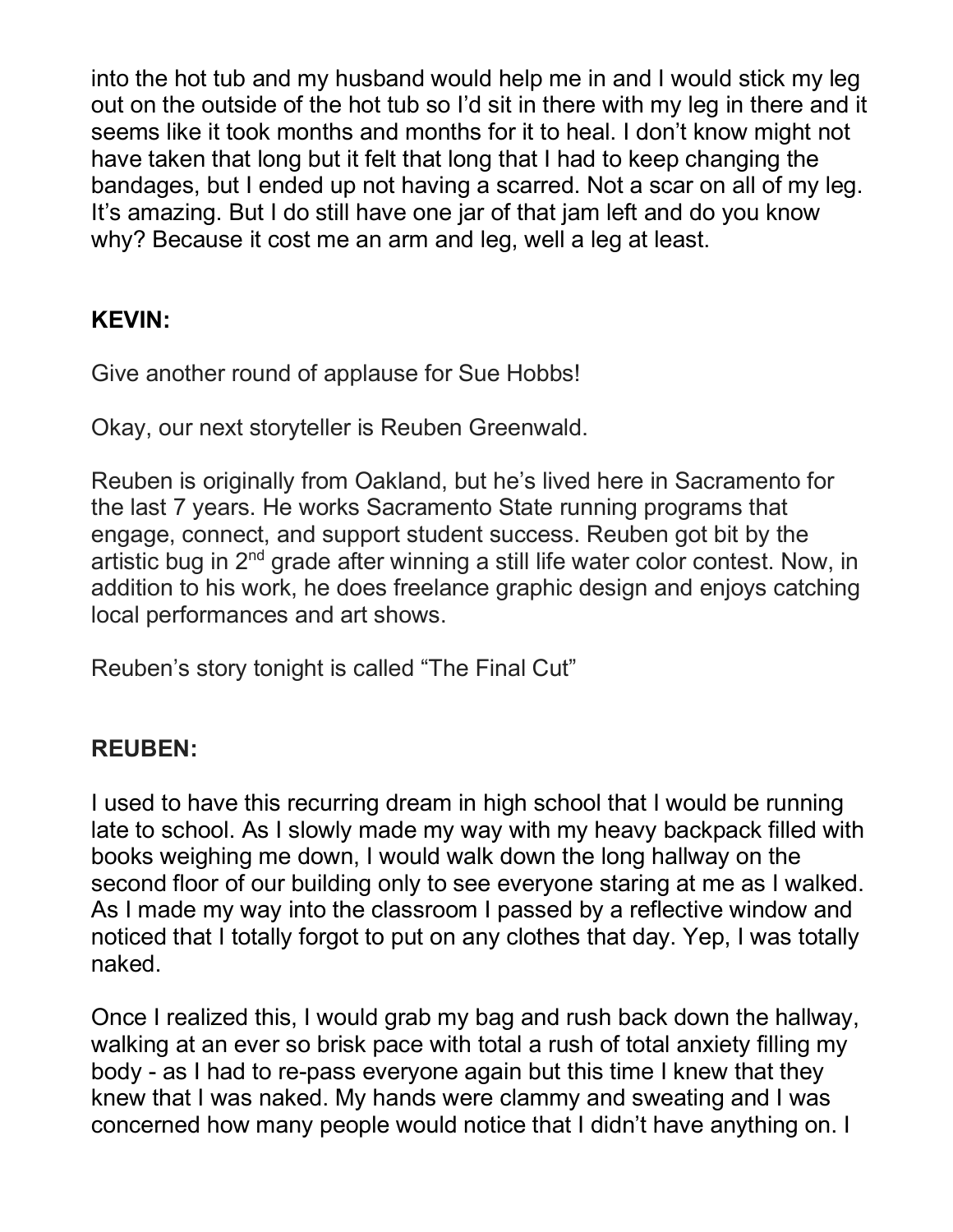into the hot tub and my husband would help me in and I would stick my leg out on the outside of the hot tub so I'd sit in there with my leg in there and it seems like it took months and months for it to heal. I don't know might not have taken that long but it felt that long that I had to keep changing the bandages, but I ended up not having a scarred. Not a scar on all of my leg. It's amazing. But I do still have one jar of that jam left and do you know why? Because it cost me an arm and leg, well a leg at least.

**KEVIN:**

Give another round of applause for Sue Hobbs!

Okay, our next storyteller is Reuben Greenwald.

Reuben is originally from Oakland, but he's lived here in Sacramento for the last 7 years. He works Sacramento State running programs that engage, connect, and support student success. Reuben got bit by the artistic bug in 2nd grade after winning a still life water color contest. Now, in addition to his work, he does freelance graphic design and enjoys catching local performances and art shows.

Reuben's story tonight is called "The Final Cut"

**REUBEN:**

I used to have this recurring dream in high school that I would be running late to school. As I slowly made my way with my heavy backpack filled with books weighing me down, I would walk down the long hallway on the second floor of our building only to see everyone staring at me as I walked. As I made my way into the classroom I passed by a reflective window and noticed that I totally forgot to put on any clothes that day. Yep, I was totally naked.

Once I realized this, I would grab my bag and rush back down the hallway, walking at an ever so brisk pace with total a rush of total anxiety filling my body - as I had to re-pass everyone again but this time I knew that they knew that I was naked. My hands were clammy and sweating and I was concerned how many people would notice that I didn't have anything on. I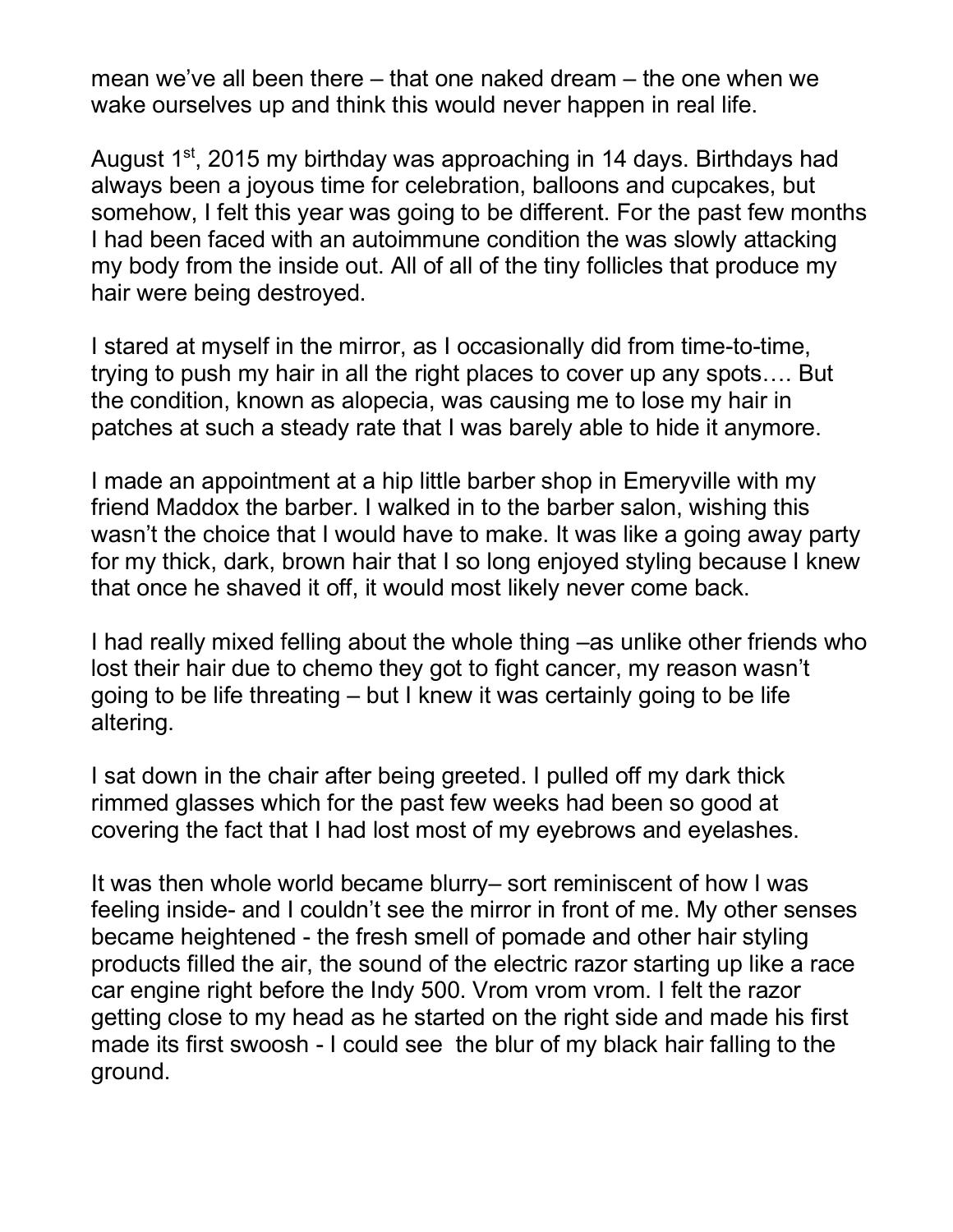mean we've all been there – that one naked dream – the one when we wake ourselves up and think this would never happen in real life.

August 1st, 2015 my birthday was approaching in 14 days. Birthdays had always been a joyous time for celebration, balloons and cupcakes, but somehow, I felt this year was going to be different. For the past few months I had been faced with an autoimmune condition the was slowly attacking my body from the inside out. All of all of the tiny follicles that produce my hair were being destroyed.

I stared at myself in the mirror, as I occasionally did from time-to-time, trying to push my hair in all the right places to cover up any spots…. But the condition, known as alopecia, was causing me to lose my hair in patches at such a steady rate that I was barely able to hide it anymore.

I made an appointment at a hip little barber shop in Emeryville with my friend Maddox the barber. I walked in to the barber salon, wishing this wasn't the choice that I would have to make. It was like a going away party for my thick, dark, brown hair that I so long enjoyed styling because I knew that once he shaved it off, it would most likely never come back.

I had really mixed felling about the whole thing –as unlike other friends who lost their hair due to chemo they got to fight cancer, my reason wasn't going to be life threating – but I knew it was certainly going to be life altering.

I sat down in the chair after being greeted. I pulled off my dark thick rimmed glasses which for the past few weeks had been so good at covering the fact that I had lost most of my eyebrows and eyelashes.

It was then whole world became blurry– sort reminiscent of how I was feeling inside- and I couldn't see the mirror in front of me. My other senses became heightened - the fresh smell of pomade and other hair styling products filled the air, the sound of the electric razor starting up like a race car engine right before the Indy 500. Vrom vrom vrom. I felt the razor getting close to my head as he started on the right side and made his first made its first swoosh - I could see  the blur of my black hair falling to the ground.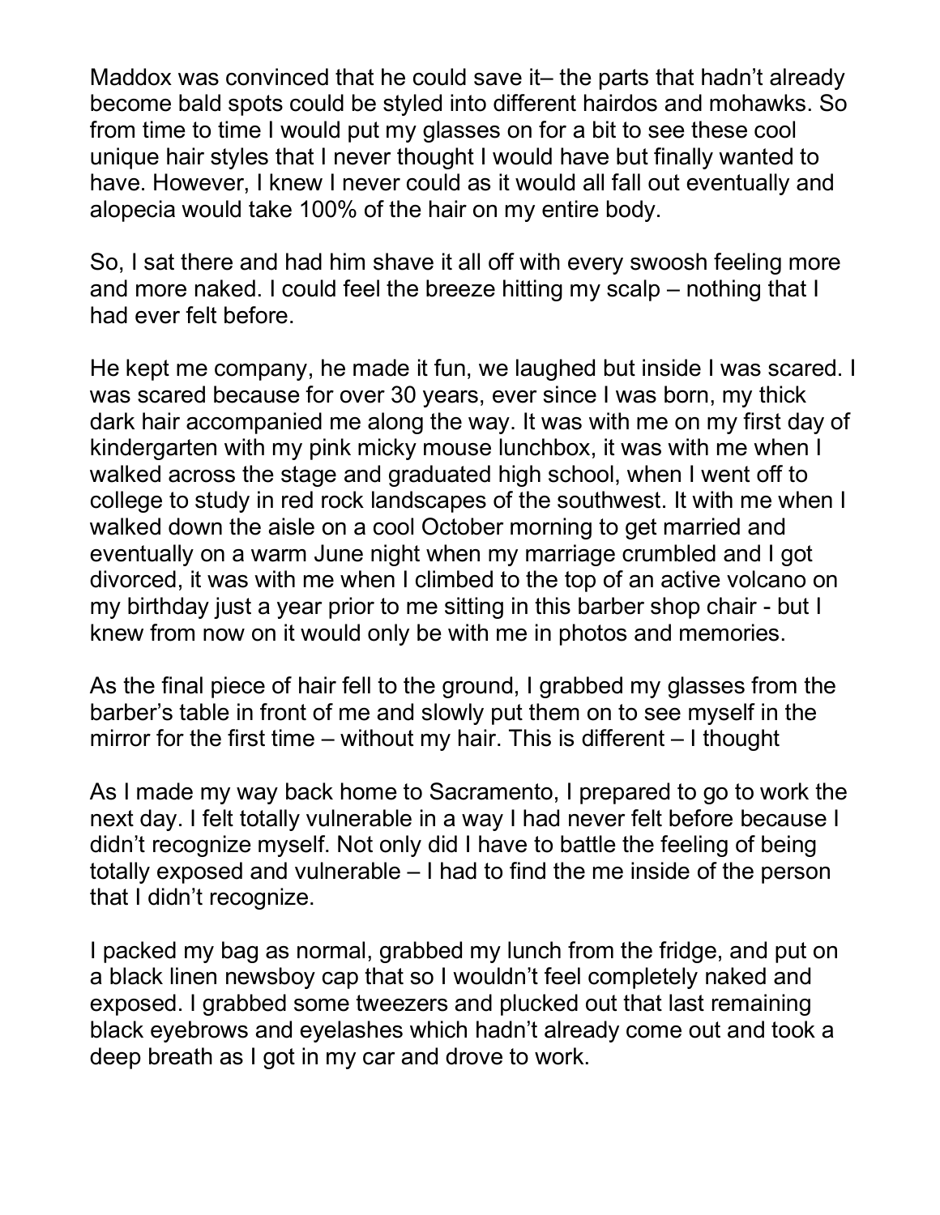Maddox was convinced that he could save it– the parts that hadn't already become bald spots could be styled into different hairdos and mohawks. So from time to time I would put my glasses on for a bit to see these cool unique hair styles that I never thought I would have but finally wanted to have. However, I knew I never could as it would all fall out eventually and alopecia would take 100% of the hair on my entire body.

So, I sat there and had him shave it all off with every swoosh feeling more and more naked. I could feel the breeze hitting my scalp – nothing that I had ever felt before.

He kept me company, he made it fun, we laughed but inside I was scared. I was scared because for over 30 years, ever since I was born, my thick dark hair accompanied me along the way. It was with me on my first day of kindergarten with my pink micky mouse lunchbox, it was with me when I walked across the stage and graduated high school, when I went off to college to study in red rock landscapes of the southwest. It with me when I walked down the aisle on a cool October morning to get married and eventually on a warm June night when my marriage crumbled and I got divorced, it was with me when I climbed to the top of an active volcano on my birthday just a year prior to me sitting in this barber shop chair - but I knew from now on it would only be with me in photos and memories.

As the final piece of hair fell to the ground, I grabbed my glasses from the barber's table in front of me and slowly put them on to see myself in the mirror for the first time – without my hair. This is different – I thought

As I made my way back home to Sacramento, I prepared to go to work the next day. I felt totally vulnerable in a way I had never felt before because I didn't recognize myself. Not only did I have to battle the feeling of being totally exposed and vulnerable – I had to find the me inside of the person that I didn't recognize.

I packed my bag as normal, grabbed my lunch from the fridge, and put on a black linen newsboy cap that so I wouldn't feel completely naked and exposed. I grabbed some tweezers and plucked out that last remaining black eyebrows and eyelashes which hadn't already come out and took a deep breath as I got in my car and drove to work.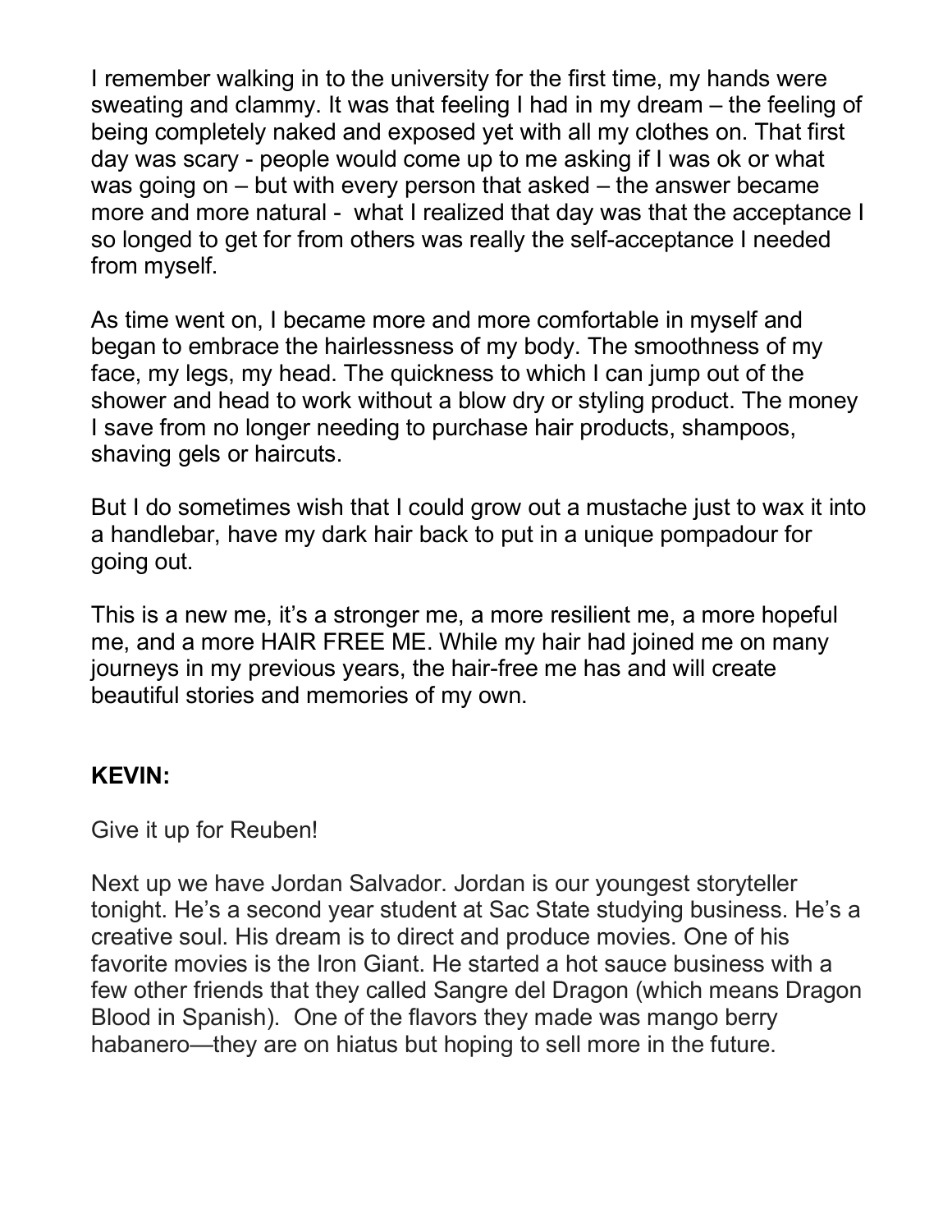I remember walking in to the university for the first time, my hands were sweating and clammy. It was that feeling I had in my dream – the feeling of being completely naked and exposed yet with all my clothes on. That first day was scary - people would come up to me asking if I was ok or what was going on – but with every person that asked – the answer became more and more natural - what I realized that day was that the acceptance I so longed to get for from others was really the self-acceptance I needed from myself.

As time went on, I became more and more comfortable in myself and began to embrace the hairlessness of my body. The smoothness of my face, my legs, my head. The quickness to which I can jump out of the shower and head to work without a blow dry or styling product. The money I save from no longer needing to purchase hair products, shampoos, shaving gels or haircuts.

But I do sometimes wish that I could grow out a mustache just to wax it into a handlebar, have my dark hair back to put in a unique pompadour for going out.

This is a new me, it's a stronger me, a more resilient me, a more hopeful me, and a more HAIR FREE ME. While my hair had joined me on many journeys in my previous years, the hair-free me has and will create beautiful stories and memories of my own.

**KEVIN:**

Give it up for Reuben!

Next up we have Jordan Salvador. Jordan is our youngest storyteller tonight. He's a second year student at Sac State studying business. He's a creative soul. His dream is to direct and produce movies. One of his favorite movies is the Iron Giant. He started a hot sauce business with a few other friends that they called Sangre del Dragon (which means Dragon Blood in Spanish). One of the flavors they made was mango berry habanero—they are on hiatus but hoping to sell more in the future.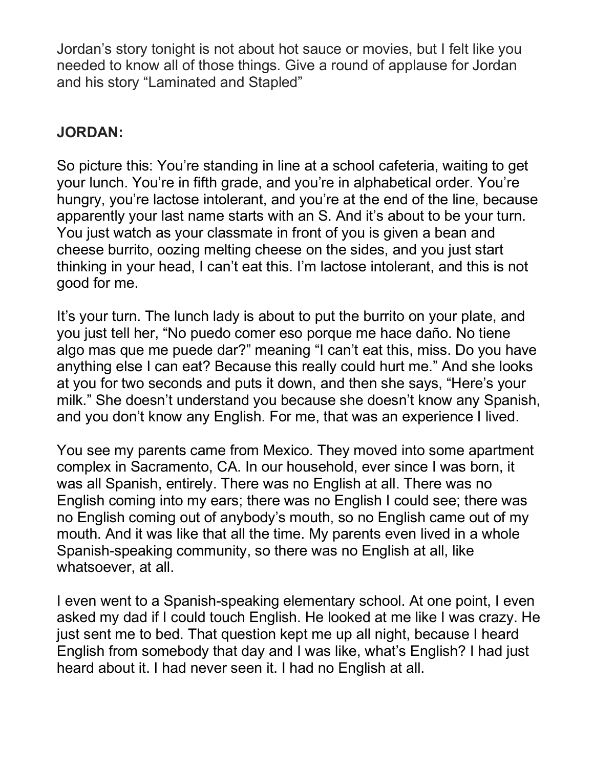Jordan’s story tonight is not about hot sauce or movies, but I felt like you needed to know all of those things. Give a round of applause for Jordan and his story “Laminated and Stapled”

**JORDAN:**

So picture this: You’re standing in line at a school cafeteria, waiting to get your lunch. You’re in fifth grade, and you’re in alphabetical order. You’re hungry, you’re lactose intolerant, and you’re at the end of the line, because apparently your last name starts with an S. And it’s about to be your turn. You just watch as your classmate in front of you is given a bean and cheese burrito, oozing melting cheese on the sides, and you just start thinking in your head, I can’t eat this. I’m lactose intolerant, and this is not good for me.

It’s your turn. The lunch lady is about to put the burrito on your plate, and you just tell her, “No puedo comer eso porque me hace daño. No tiene algo mas que me puede dar?” meaning “I can’t eat this, miss. Do you have anything else I can eat? Because this really could hurt me.” And she looks at you for two seconds and puts it down, and then she says, “Here’s your milk.” She doesn’t understand you because she doesn’t know any Spanish, and you don’t know any English. For me, that was an experience I lived.

You see my parents came from Mexico. They moved into some apartment complex in Sacramento, CA. In our household, ever since I was born, it was all Spanish, entirely. There was no English at all. There was no English coming into my ears; there was no English I could see; there was no English coming out of anybody’s mouth, so no English came out of my mouth. And it was like that all the time. My parents even lived in a whole Spanish-speaking community, so there was no English at all, like whatsoever, at all.

I even went to a Spanish-speaking elementary school. At one point, I even asked my dad if I could touch English. He looked at me like I was crazy. He just sent me to bed. That question kept me up all night, because I heard English from somebody that day and I was like, what’s English? I had just heard about it. I had never seen it. I had no English at all.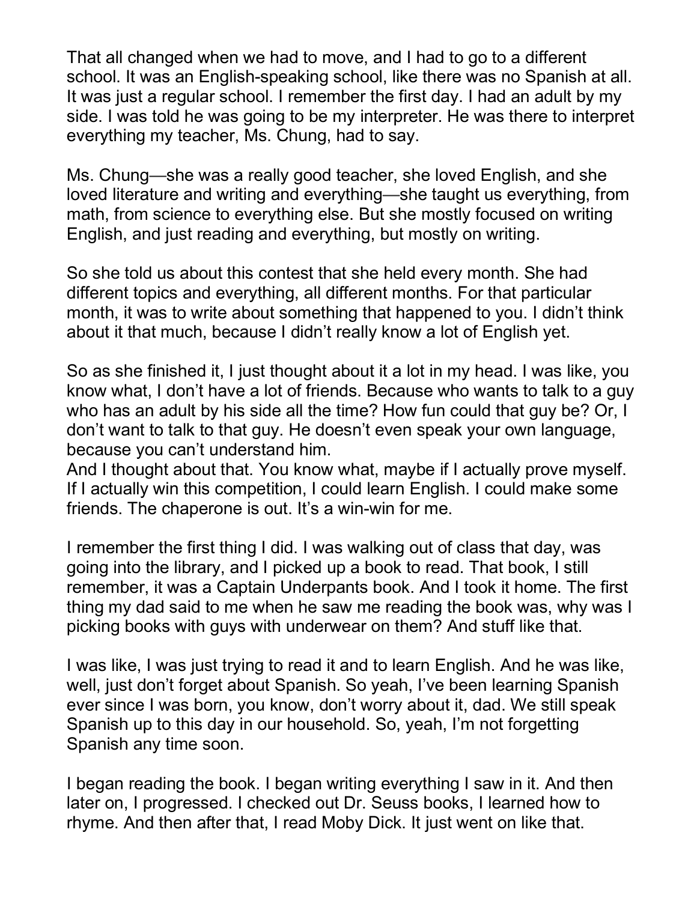That all changed when we had to move, and I had to go to a different school. It was an English-speaking school, like there was no Spanish at all. It was just a regular school. I remember the first day. I had an adult by my side. I was told he was going to be my interpreter. He was there to interpret everything my teacher, Ms. Chung, had to say.

Ms. Chung—she was a really good teacher, she loved English, and she loved literature and writing and everything—she taught us everything, from math, from science to everything else. But she mostly focused on writing English, and just reading and everything, but mostly on writing.

So she told us about this contest that she held every month. She had different topics and everything, all different months. For that particular month, it was to write about something that happened to you. I didn't think about it that much, because I didn't really know a lot of English yet.

So as she finished it, I just thought about it a lot in my head. I was like, you know what, I don't have a lot of friends. Because who wants to talk to a guy who has an adult by his side all the time? How fun could that guy be? Or, I don't want to talk to that guy. He doesn't even speak your own language, because you can't understand him.
And I thought about that. You know what, maybe if I actually prove myself. If I actually win this competition, I could learn English. I could make some friends. The chaperone is out. It's a win-win for me.

I remember the first thing I did. I was walking out of class that day, was going into the library, and I picked up a book to read. That book, I still remember, it was a Captain Underpants book. And I took it home. The first thing my dad said to me when he saw me reading the book was, why was I picking books with guys with underwear on them? And stuff like that.

I was like, I was just trying to read it and to learn English. And he was like, well, just don't forget about Spanish. So yeah, I've been learning Spanish ever since I was born, you know, don't worry about it, dad. We still speak Spanish up to this day in our household. So, yeah, I'm not forgetting Spanish any time soon.

I began reading the book. I began writing everything I saw in it. And then later on, I progressed. I checked out Dr. Seuss books, I learned how to rhyme. And then after that, I read Moby Dick. It just went on like that.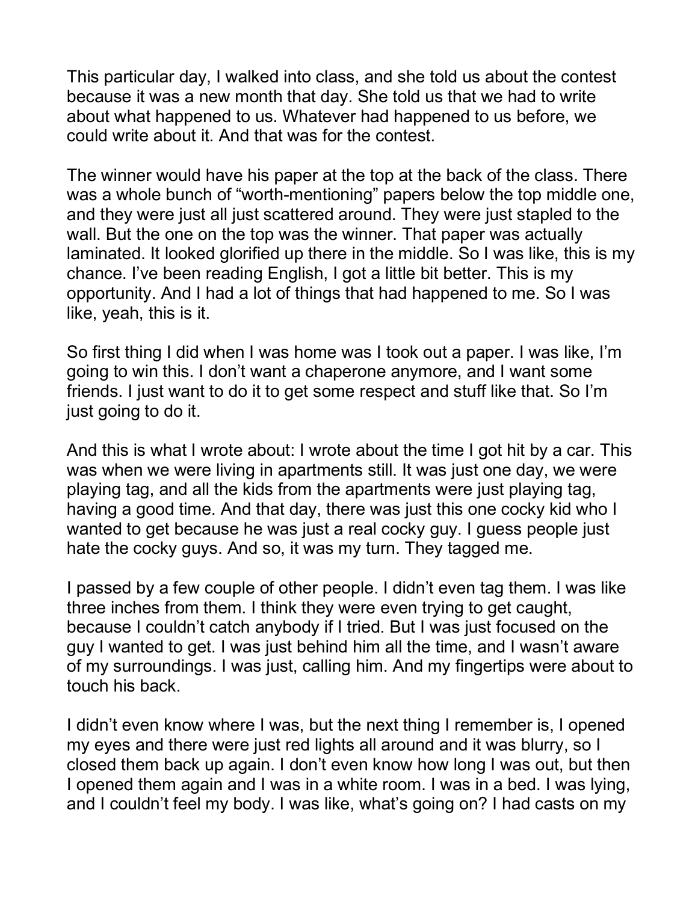This particular day, I walked into class, and she told us about the contest because it was a new month that day. She told us that we had to write about what happened to us. Whatever had happened to us before, we could write about it. And that was for the contest.

The winner would have his paper at the top at the back of the class. There was a whole bunch of "worth-mentioning" papers below the top middle one, and they were just all just scattered around. They were just stapled to the wall. But the one on the top was the winner. That paper was actually laminated. It looked glorified up there in the middle. So I was like, this is my chance. I've been reading English, I got a little bit better. This is my opportunity. And I had a lot of things that had happened to me. So I was like, yeah, this is it.

So first thing I did when I was home was I took out a paper. I was like, I'm going to win this. I don't want a chaperone anymore, and I want some friends. I just want to do it to get some respect and stuff like that. So I'm just going to do it.

And this is what I wrote about: I wrote about the time I got hit by a car. This was when we were living in apartments still. It was just one day, we were playing tag, and all the kids from the apartments were just playing tag, having a good time. And that day, there was just this one cocky kid who I wanted to get because he was just a real cocky guy. I guess people just hate the cocky guys. And so, it was my turn. They tagged me.

I passed by a few couple of other people. I didn't even tag them. I was like three inches from them. I think they were even trying to get caught, because I couldn't catch anybody if I tried. But I was just focused on the guy I wanted to get. I was just behind him all the time, and I wasn't aware of my surroundings. I was just, calling him. And my fingertips were about to touch his back.

I didn't even know where I was, but the next thing I remember is, I opened my eyes and there were just red lights all around and it was blurry, so I closed them back up again. I don't even know how long I was out, but then I opened them again and I was in a white room. I was in a bed. I was lying, and I couldn't feel my body. I was like, what's going on? I had casts on my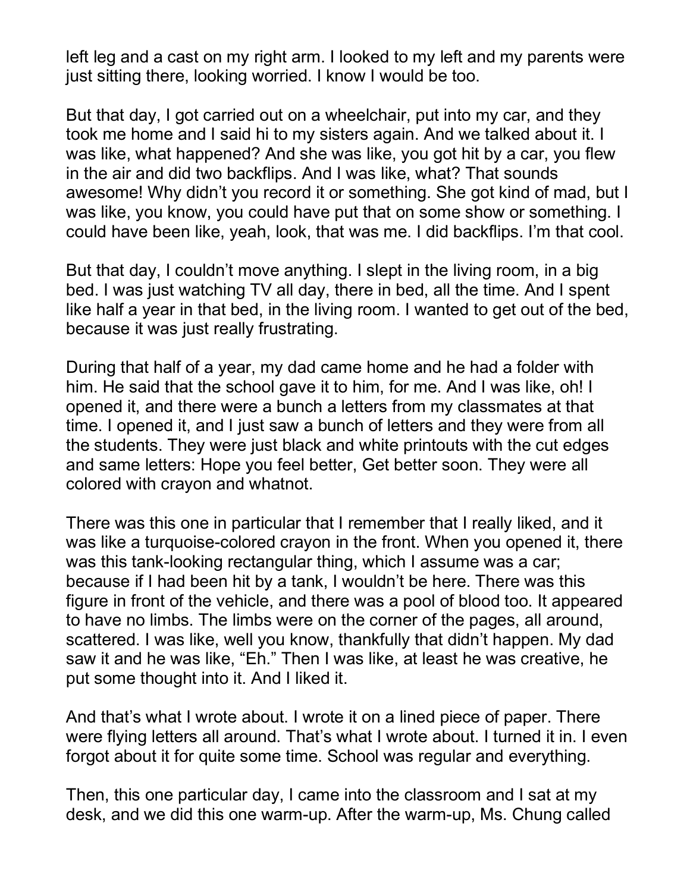left leg and a cast on my right arm. I looked to my left and my parents were just sitting there, looking worried. I know I would be too.

But that day, I got carried out on a wheelchair, put into my car, and they took me home and I said hi to my sisters again. And we talked about it. I was like, what happened? And she was like, you got hit by a car, you flew in the air and did two backflips. And I was like, what? That sounds awesome! Why didn't you record it or something. She got kind of mad, but I was like, you know, you could have put that on some show or something. I could have been like, yeah, look, that was me. I did backflips. I'm that cool.

But that day, I couldn't move anything. I slept in the living room, in a big bed. I was just watching TV all day, there in bed, all the time. And I spent like half a year in that bed, in the living room. I wanted to get out of the bed, because it was just really frustrating.

During that half of a year, my dad came home and he had a folder with him. He said that the school gave it to him, for me. And I was like, oh! I opened it, and there were a bunch a letters from my classmates at that time. I opened it, and I just saw a bunch of letters and they were from all the students. They were just black and white printouts with the cut edges and same letters: Hope you feel better, Get better soon. They were all colored with crayon and whatnot.

There was this one in particular that I remember that I really liked, and it was like a turquoise-colored crayon in the front. When you opened it, there was this tank-looking rectangular thing, which I assume was a car; because if I had been hit by a tank, I wouldn't be here. There was this figure in front of the vehicle, and there was a pool of blood too. It appeared to have no limbs. The limbs were on the corner of the pages, all around, scattered. I was like, well you know, thankfully that didn't happen. My dad saw it and he was like, "Eh." Then I was like, at least he was creative, he put some thought into it. And I liked it.

And that's what I wrote about. I wrote it on a lined piece of paper. There were flying letters all around. That's what I wrote about. I turned it in. I even forgot about it for quite some time. School was regular and everything.

Then, this one particular day, I came into the classroom and I sat at my desk, and we did this one warm-up. After the warm-up, Ms. Chung called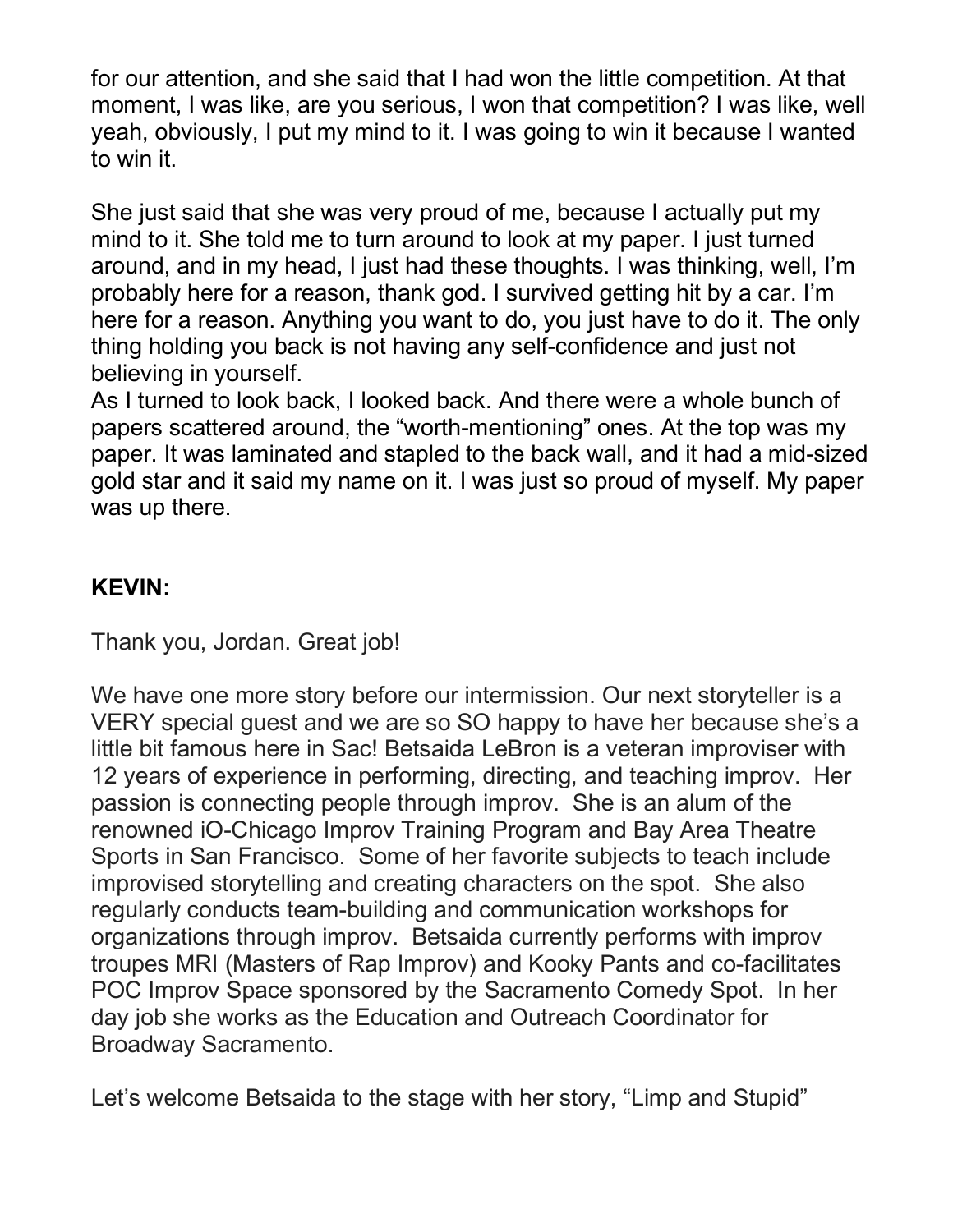for our attention, and she said that I had won the little competition. At that moment, I was like, are you serious, I won that competition? I was like, well yeah, obviously, I put my mind to it. I was going to win it because I wanted to win it.

She just said that she was very proud of me, because I actually put my mind to it. She told me to turn around to look at my paper. I just turned around, and in my head, I just had these thoughts. I was thinking, well, I'm probably here for a reason, thank god. I survived getting hit by a car. I'm here for a reason. Anything you want to do, you just have to do it. The only thing holding you back is not having any self-confidence and just not believing in yourself.
As I turned to look back, I looked back. And there were a whole bunch of papers scattered around, the "worth-mentioning" ones. At the top was my paper. It was laminated and stapled to the back wall, and it had a mid-sized gold star and it said my name on it. I was just so proud of myself. My paper was up there.

**KEVIN:**

Thank you, Jordan. Great job!

We have one more story before our intermission. Our next storyteller is a VERY special guest and we are so SO happy to have her because she's a little bit famous here in Sac! Betsaida LeBron is a veteran improviser with 12 years of experience in performing, directing, and teaching improv. Her passion is connecting people through improv. She is an alum of the renowned iO-Chicago Improv Training Program and Bay Area Theatre Sports in San Francisco. Some of her favorite subjects to teach include improvised storytelling and creating characters on the spot. She also regularly conducts team-building and communication workshops for organizations through improv. Betsaida currently performs with improv troupes MRI (Masters of Rap Improv) and Kooky Pants and co-facilitates POC Improv Space sponsored by the Sacramento Comedy Spot. In her day job she works as the Education and Outreach Coordinator for Broadway Sacramento.

Let's welcome Betsaida to the stage with her story, "Limp and Stupid"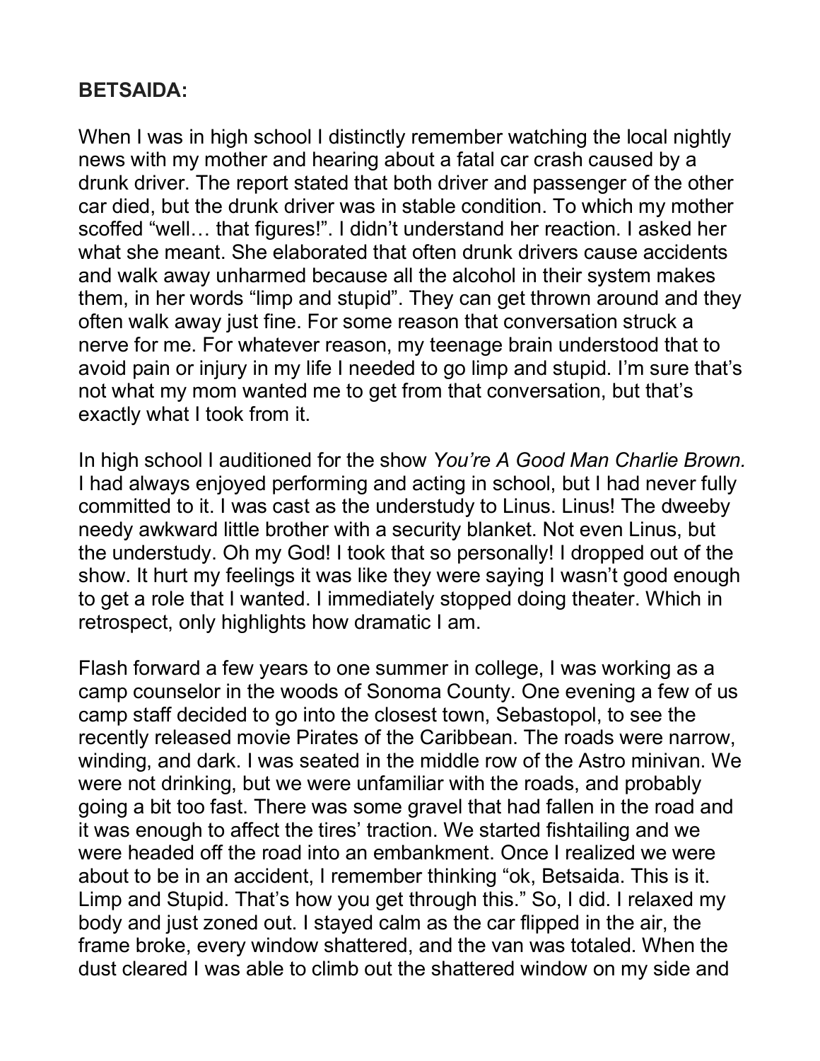**BETSAIDA:**

When I was in high school I distinctly remember watching the local nightly news with my mother and hearing about a fatal car crash caused by a drunk driver. The report stated that both driver and passenger of the other car died, but the drunk driver was in stable condition. To which my mother scoffed "well… that figures!". I didn't understand her reaction. I asked her what she meant. She elaborated that often drunk drivers cause accidents and walk away unharmed because all the alcohol in their system makes them, in her words "limp and stupid". They can get thrown around and they often walk away just fine. For some reason that conversation struck a nerve for me. For whatever reason, my teenage brain understood that to avoid pain or injury in my life I needed to go limp and stupid. I'm sure that's not what my mom wanted me to get from that conversation, but that's exactly what I took from it.

In high school I auditioned for the show *You're A Good Man Charlie Brown.* I had always enjoyed performing and acting in school, but I had never fully committed to it. I was cast as the understudy to Linus. Linus! The dweeby needy awkward little brother with a security blanket. Not even Linus, but the understudy. Oh my God! I took that so personally! I dropped out of the show. It hurt my feelings it was like they were saying I wasn't good enough to get a role that I wanted. I immediately stopped doing theater. Which in retrospect, only highlights how dramatic I am.

Flash forward a few years to one summer in college, I was working as a camp counselor in the woods of Sonoma County. One evening a few of us camp staff decided to go into the closest town, Sebastopol, to see the recently released movie Pirates of the Caribbean. The roads were narrow, winding, and dark. I was seated in the middle row of the Astro minivan. We were not drinking, but we were unfamiliar with the roads, and probably going a bit too fast. There was some gravel that had fallen in the road and it was enough to affect the tires' traction. We started fishtailing and we were headed off the road into an embankment. Once I realized we were about to be in an accident, I remember thinking "ok, Betsaida. This is it. Limp and Stupid. That's how you get through this." So, I did. I relaxed my body and just zoned out. I stayed calm as the car flipped in the air, the frame broke, every window shattered, and the van was totaled. When the dust cleared I was able to climb out the shattered window on my side and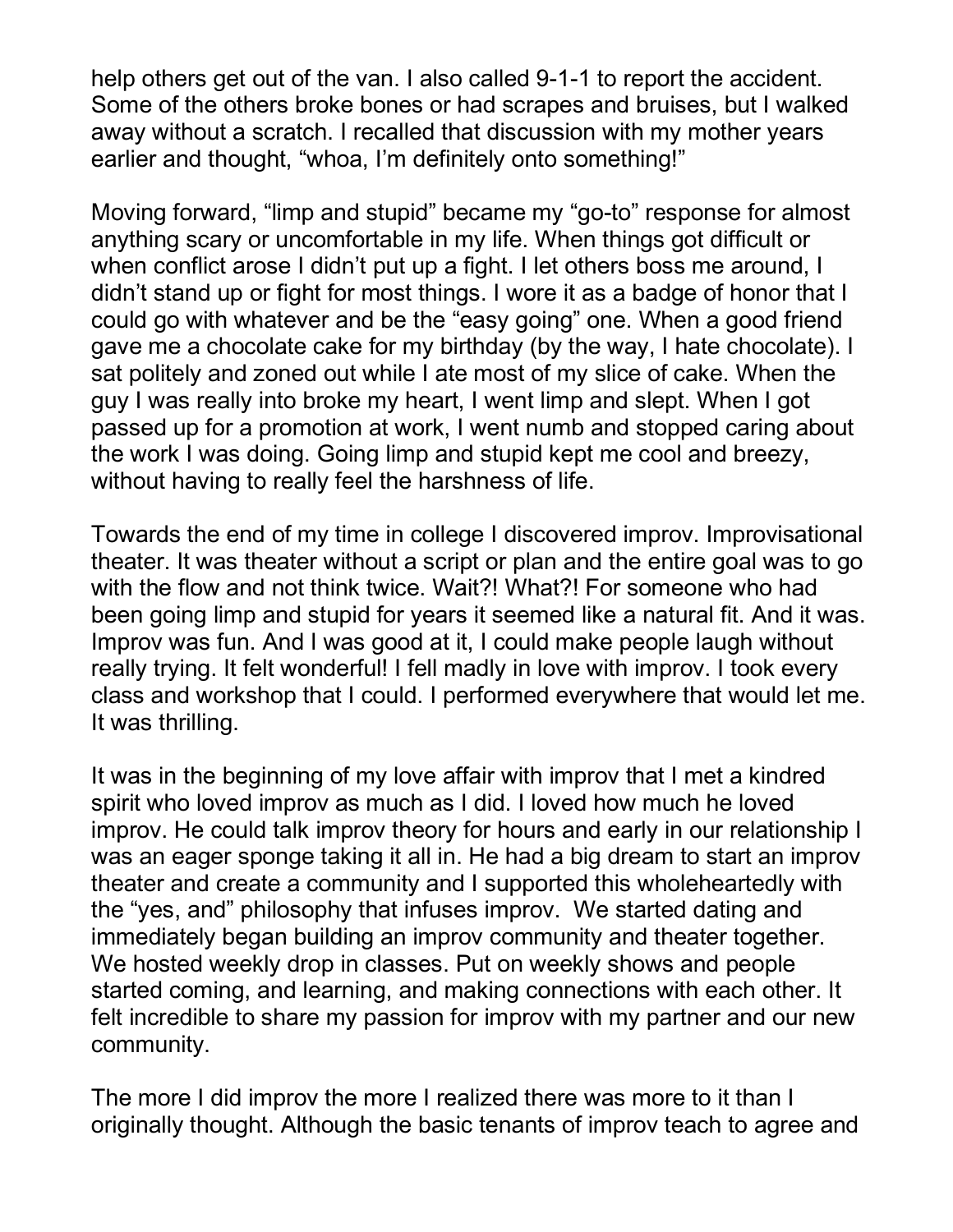help others get out of the van. I also called 9-1-1 to report the accident. Some of the others broke bones or had scrapes and bruises, but I walked away without a scratch. I recalled that discussion with my mother years earlier and thought, "whoa, I'm definitely onto something!"

Moving forward, "limp and stupid" became my "go-to" response for almost anything scary or uncomfortable in my life. When things got difficult or when conflict arose I didn't put up a fight. I let others boss me around, I didn't stand up or fight for most things. I wore it as a badge of honor that I could go with whatever and be the "easy going" one. When a good friend gave me a chocolate cake for my birthday (by the way, I hate chocolate). I sat politely and zoned out while I ate most of my slice of cake. When the guy I was really into broke my heart, I went limp and slept. When I got passed up for a promotion at work, I went numb and stopped caring about the work I was doing. Going limp and stupid kept me cool and breezy, without having to really feel the harshness of life.

Towards the end of my time in college I discovered improv. Improvisational theater. It was theater without a script or plan and the entire goal was to go with the flow and not think twice. Wait?! What?! For someone who had been going limp and stupid for years it seemed like a natural fit. And it was. Improv was fun. And I was good at it, I could make people laugh without really trying. It felt wonderful! I fell madly in love with improv. I took every class and workshop that I could. I performed everywhere that would let me. It was thrilling.

It was in the beginning of my love affair with improv that I met a kindred spirit who loved improv as much as I did. I loved how much he loved improv. He could talk improv theory for hours and early in our relationship I was an eager sponge taking it all in. He had a big dream to start an improv theater and create a community and I supported this wholeheartedly with the "yes, and" philosophy that infuses improv. We started dating and immediately began building an improv community and theater together. We hosted weekly drop in classes. Put on weekly shows and people started coming, and learning, and making connections with each other. It felt incredible to share my passion for improv with my partner and our new community.

The more I did improv the more I realized there was more to it than I originally thought. Although the basic tenants of improv teach to agree and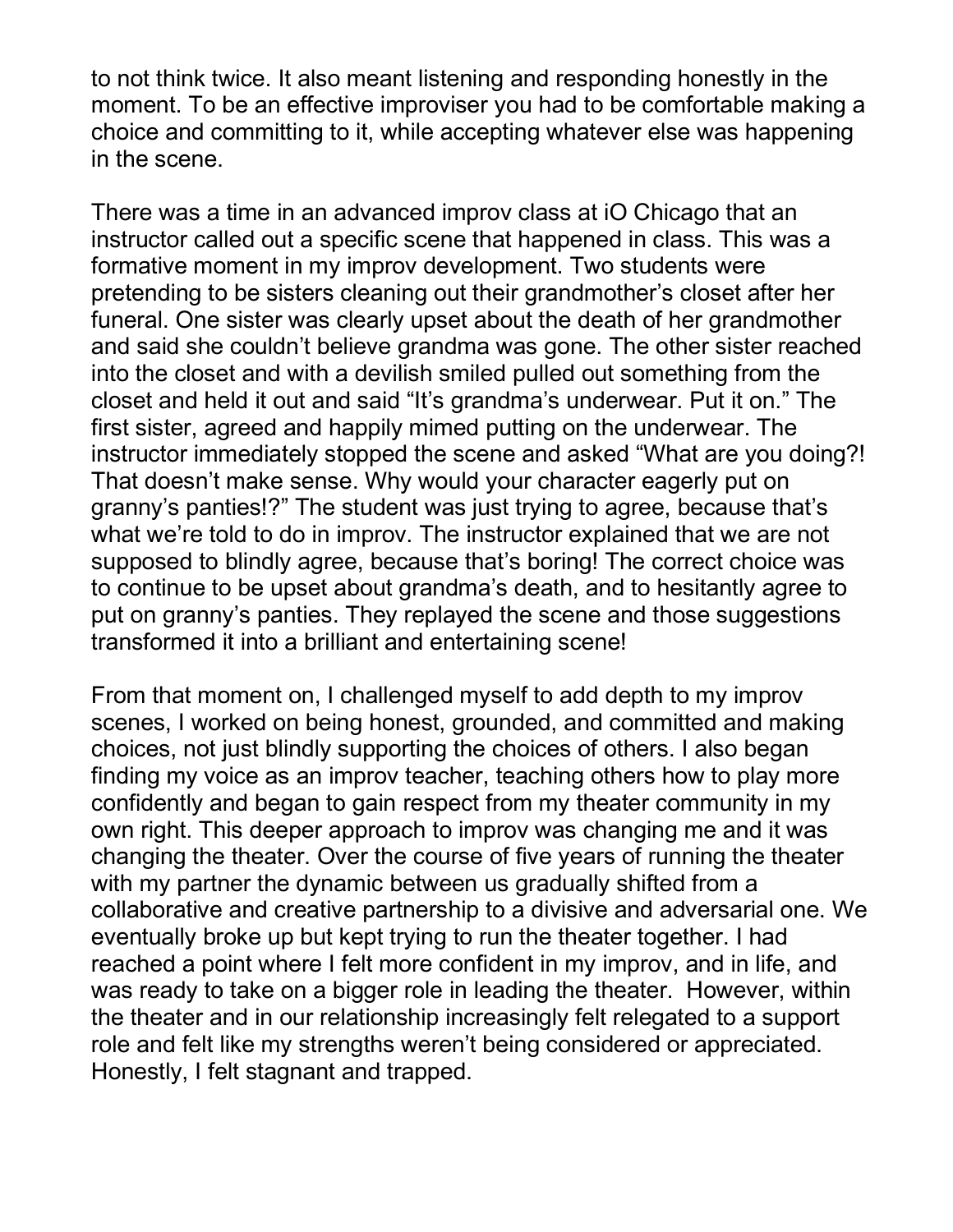to not think twice. It also meant listening and responding honestly in the moment. To be an effective improviser you had to be comfortable making a choice and committing to it, while accepting whatever else was happening in the scene.

There was a time in an advanced improv class at iO Chicago that an instructor called out a specific scene that happened in class. This was a formative moment in my improv development. Two students were pretending to be sisters cleaning out their grandmother's closet after her funeral. One sister was clearly upset about the death of her grandmother and said she couldn't believe grandma was gone. The other sister reached into the closet and with a devilish smiled pulled out something from the closet and held it out and said "It's grandma's underwear. Put it on." The first sister, agreed and happily mimed putting on the underwear. The instructor immediately stopped the scene and asked "What are you doing?! That doesn't make sense. Why would your character eagerly put on granny's panties!?" The student was just trying to agree, because that's what we're told to do in improv. The instructor explained that we are not supposed to blindly agree, because that's boring! The correct choice was to continue to be upset about grandma's death, and to hesitantly agree to put on granny's panties. They replayed the scene and those suggestions transformed it into a brilliant and entertaining scene!

From that moment on, I challenged myself to add depth to my improv scenes, I worked on being honest, grounded, and committed and making choices, not just blindly supporting the choices of others. I also began finding my voice as an improv teacher, teaching others how to play more confidently and began to gain respect from my theater community in my own right. This deeper approach to improv was changing me and it was changing the theater. Over the course of five years of running the theater with my partner the dynamic between us gradually shifted from a collaborative and creative partnership to a divisive and adversarial one. We eventually broke up but kept trying to run the theater together. I had reached a point where I felt more confident in my improv, and in life, and was ready to take on a bigger role in leading the theater. However, within the theater and in our relationship increasingly felt relegated to a support role and felt like my strengths weren't being considered or appreciated. Honestly, I felt stagnant and trapped.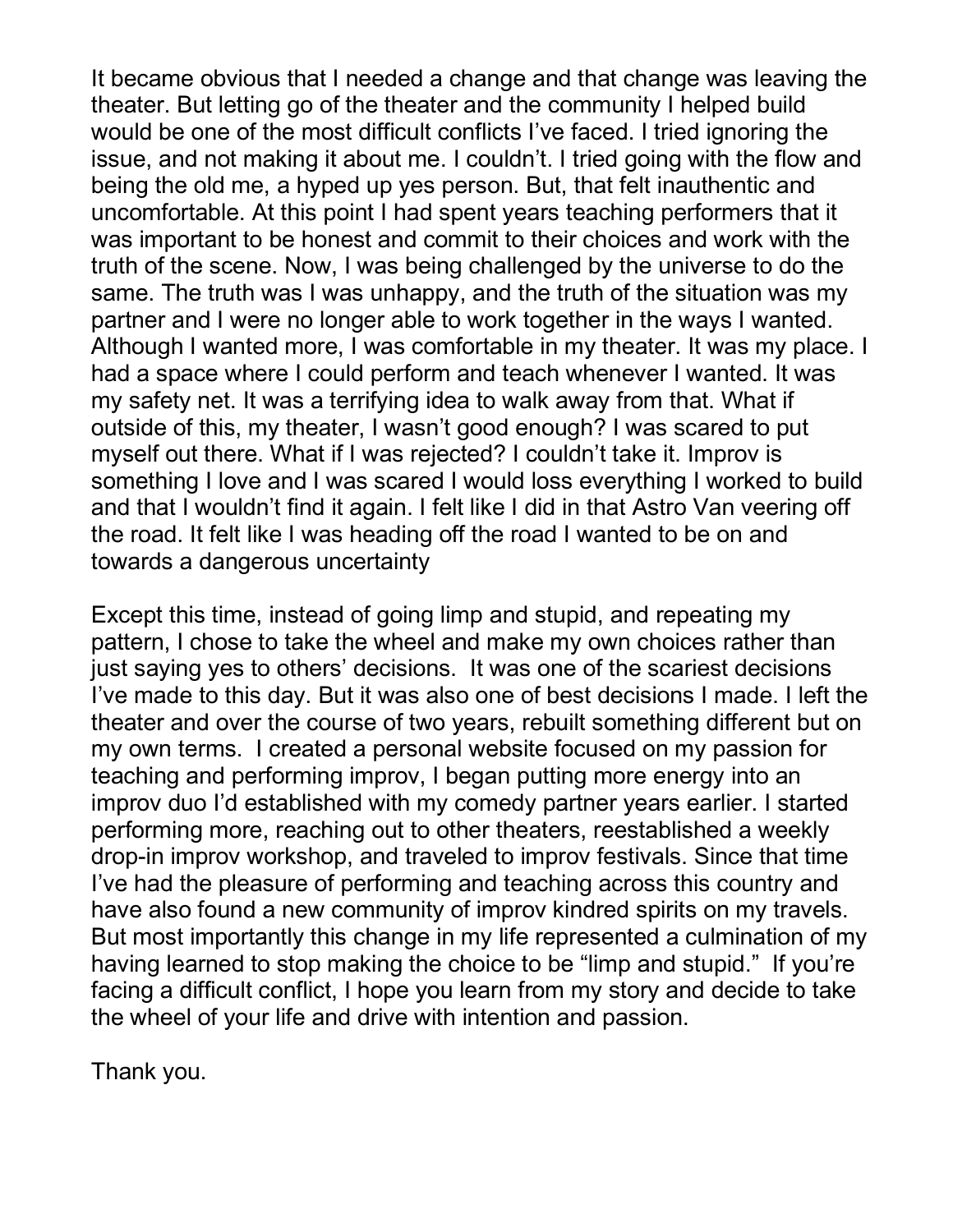It became obvious that I needed a change and that change was leaving the theater. But letting go of the theater and the community I helped build would be one of the most difficult conflicts I've faced. I tried ignoring the issue, and not making it about me. I couldn't. I tried going with the flow and being the old me, a hyped up yes person. But, that felt inauthentic and uncomfortable. At this point I had spent years teaching performers that it was important to be honest and commit to their choices and work with the truth of the scene. Now, I was being challenged by the universe to do the same. The truth was I was unhappy, and the truth of the situation was my partner and I were no longer able to work together in the ways I wanted. Although I wanted more, I was comfortable in my theater. It was my place. I had a space where I could perform and teach whenever I wanted. It was my safety net. It was a terrifying idea to walk away from that. What if outside of this, my theater, I wasn't good enough? I was scared to put myself out there. What if I was rejected? I couldn't take it. Improv is something I love and I was scared I would loss everything I worked to build and that I wouldn't find it again. I felt like I did in that Astro Van veering off the road. It felt like I was heading off the road I wanted to be on and towards a dangerous uncertainty

Except this time, instead of going limp and stupid, and repeating my pattern, I chose to take the wheel and make my own choices rather than just saying yes to others' decisions. It was one of the scariest decisions I've made to this day. But it was also one of best decisions I made. I left the theater and over the course of two years, rebuilt something different but on my own terms. I created a personal website focused on my passion for teaching and performing improv, I began putting more energy into an improv duo I'd established with my comedy partner years earlier. I started performing more, reaching out to other theaters, reestablished a weekly drop-in improv workshop, and traveled to improv festivals. Since that time I've had the pleasure of performing and teaching across this country and have also found a new community of improv kindred spirits on my travels. But most importantly this change in my life represented a culmination of my having learned to stop making the choice to be "limp and stupid." If you're facing a difficult conflict, I hope you learn from my story and decide to take the wheel of your life and drive with intention and passion.

Thank you.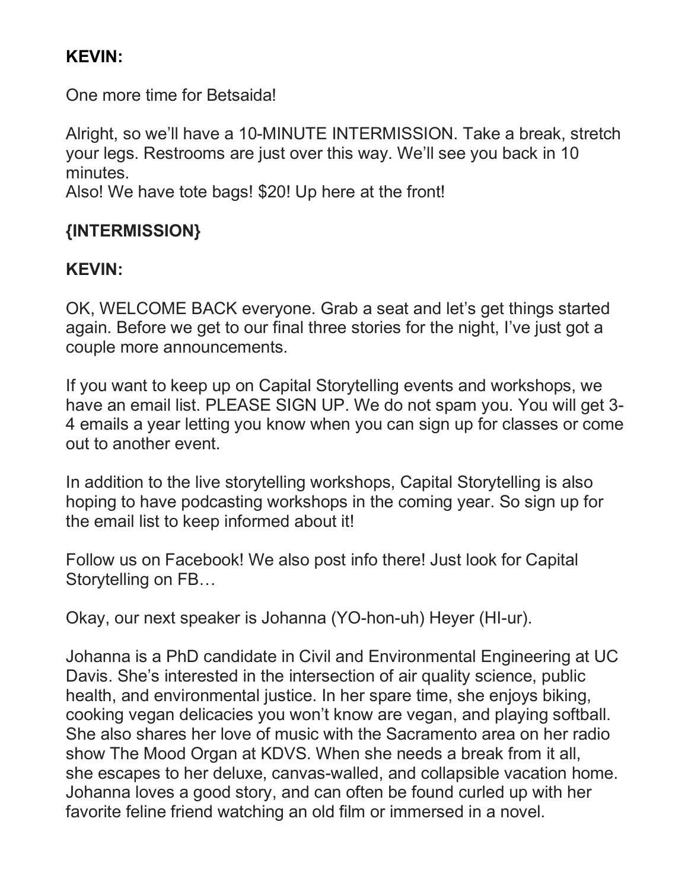**KEVIN:**

One more time for Betsaida!

Alright, so we'll have a 10-MINUTE INTERMISSION. Take a break, stretch your legs. Restrooms are just over this way. We'll see you back in 10 minutes.
Also! We have tote bags! $20! Up here at the front!

**{INTERMISSION}**

**KEVIN:**

OK, WELCOME BACK everyone. Grab a seat and let's get things started again. Before we get to our final three stories for the night, I've just got a couple more announcements.

If you want to keep up on Capital Storytelling events and workshops, we have an email list. PLEASE SIGN UP. We do not spam you. You will get 3-4 emails a year letting you know when you can sign up for classes or come out to another event.

In addition to the live storytelling workshops, Capital Storytelling is also hoping to have podcasting workshops in the coming year. So sign up for the email list to keep informed about it!

Follow us on Facebook! We also post info there! Just look for Capital Storytelling on FB…

Okay, our next speaker is Johanna (YO-hon-uh) Heyer (HI-ur).

Johanna is a PhD candidate in Civil and Environmental Engineering at UC Davis. She's interested in the intersection of air quality science, public health, and environmental justice. In her spare time, she enjoys biking, cooking vegan delicacies you won't know are vegan, and playing softball. She also shares her love of music with the Sacramento area on her radio show The Mood Organ at KDVS. When she needs a break from it all, she escapes to her deluxe, canvas-walled, and collapsible vacation home. Johanna loves a good story, and can often be found curled up with her favorite feline friend watching an old film or immersed in a novel.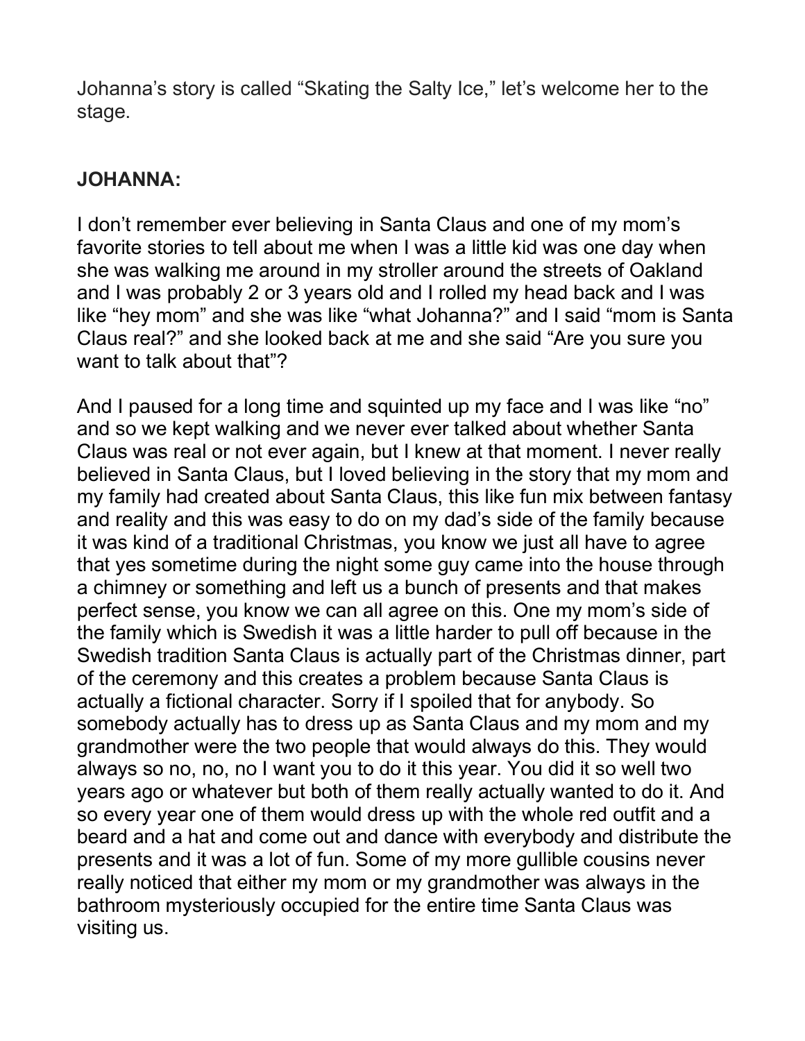Johanna's story is called "Skating the Salty Ice," let's welcome her to the stage.

**JOHANNA:**

I don't remember ever believing in Santa Claus and one of my mom's favorite stories to tell about me when I was a little kid was one day when she was walking me around in my stroller around the streets of Oakland and I was probably 2 or 3 years old and I rolled my head back and I was like "hey mom" and she was like "what Johanna?" and I said "mom is Santa Claus real?" and she looked back at me and she said "Are you sure you want to talk about that"?

And I paused for a long time and squinted up my face and I was like "no" and so we kept walking and we never ever talked about whether Santa Claus was real or not ever again, but I knew at that moment. I never really believed in Santa Claus, but I loved believing in the story that my mom and my family had created about Santa Claus, this like fun mix between fantasy and reality and this was easy to do on my dad's side of the family because it was kind of a traditional Christmas, you know we just all have to agree that yes sometime during the night some guy came into the house through a chimney or something and left us a bunch of presents and that makes perfect sense, you know we can all agree on this. One my mom's side of the family which is Swedish it was a little harder to pull off because in the Swedish tradition Santa Claus is actually part of the Christmas dinner, part of the ceremony and this creates a problem because Santa Claus is actually a fictional character. Sorry if I spoiled that for anybody. So somebody actually has to dress up as Santa Claus and my mom and my grandmother were the two people that would always do this. They would always so no, no, no I want you to do it this year. You did it so well two years ago or whatever but both of them really actually wanted to do it. And so every year one of them would dress up with the whole red outfit and a beard and a hat and come out and dance with everybody and distribute the presents and it was a lot of fun. Some of my more gullible cousins never really noticed that either my mom or my grandmother was always in the bathroom mysteriously occupied for the entire time Santa Claus was visiting us.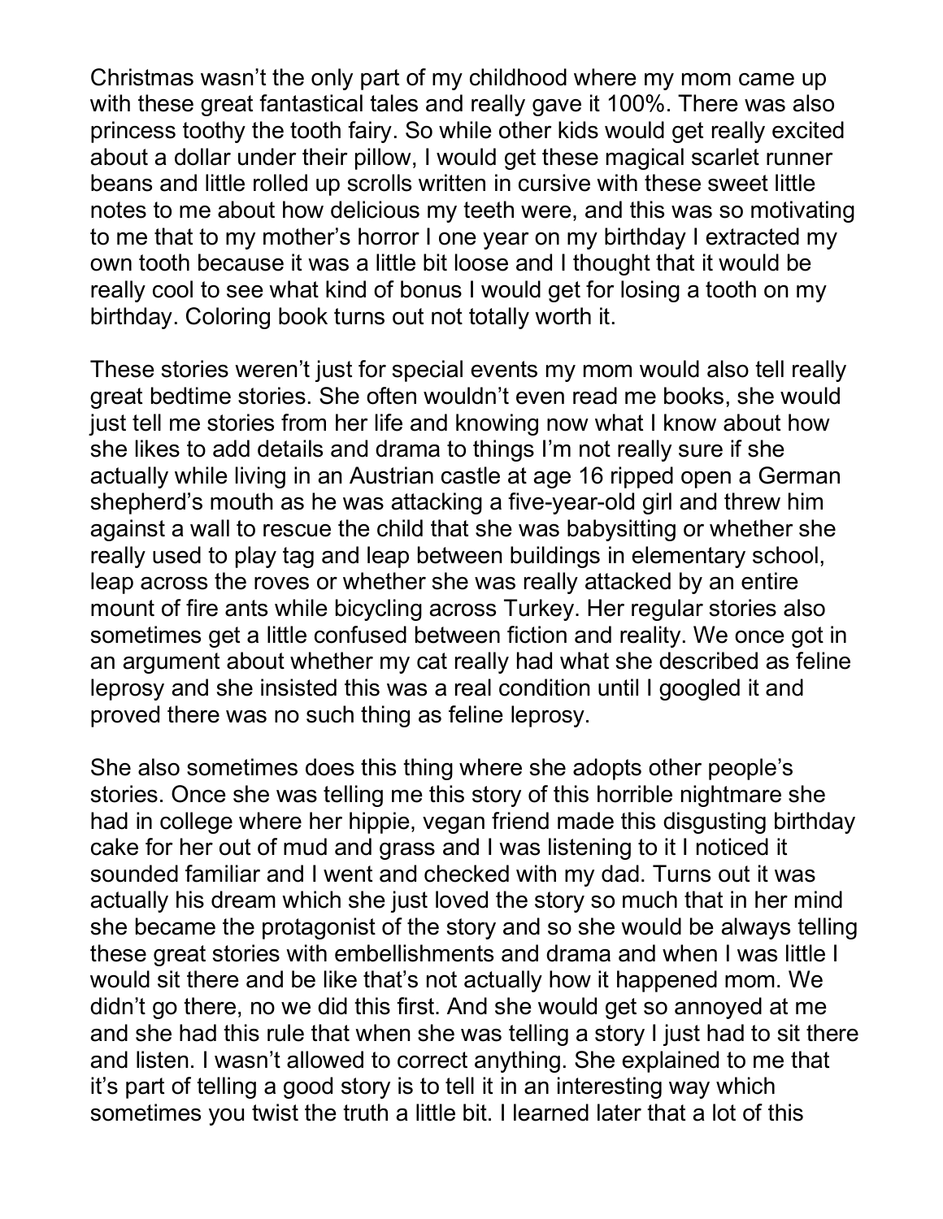Christmas wasn't the only part of my childhood where my mom came up with these great fantastical tales and really gave it 100%. There was also princess toothy the tooth fairy. So while other kids would get really excited about a dollar under their pillow, I would get these magical scarlet runner beans and little rolled up scrolls written in cursive with these sweet little notes to me about how delicious my teeth were, and this was so motivating to me that to my mother's horror I one year on my birthday I extracted my own tooth because it was a little bit loose and I thought that it would be really cool to see what kind of bonus I would get for losing a tooth on my birthday. Coloring book turns out not totally worth it.

These stories weren't just for special events my mom would also tell really great bedtime stories. She often wouldn't even read me books, she would just tell me stories from her life and knowing now what I know about how she likes to add details and drama to things I'm not really sure if she actually while living in an Austrian castle at age 16 ripped open a German shepherd's mouth as he was attacking a five-year-old girl and threw him against a wall to rescue the child that she was babysitting or whether she really used to play tag and leap between buildings in elementary school, leap across the roves or whether she was really attacked by an entire mount of fire ants while bicycling across Turkey. Her regular stories also sometimes get a little confused between fiction and reality. We once got in an argument about whether my cat really had what she described as feline leprosy and she insisted this was a real condition until I googled it and proved there was no such thing as feline leprosy.

She also sometimes does this thing where she adopts other people's stories. Once she was telling me this story of this horrible nightmare she had in college where her hippie, vegan friend made this disgusting birthday cake for her out of mud and grass and I was listening to it I noticed it sounded familiar and I went and checked with my dad. Turns out it was actually his dream which she just loved the story so much that in her mind she became the protagonist of the story and so she would be always telling these great stories with embellishments and drama and when I was little I would sit there and be like that's not actually how it happened mom. We didn't go there, no we did this first. And she would get so annoyed at me and she had this rule that when she was telling a story I just had to sit there and listen. I wasn't allowed to correct anything. She explained to me that it's part of telling a good story is to tell it in an interesting way which sometimes you twist the truth a little bit. I learned later that a lot of this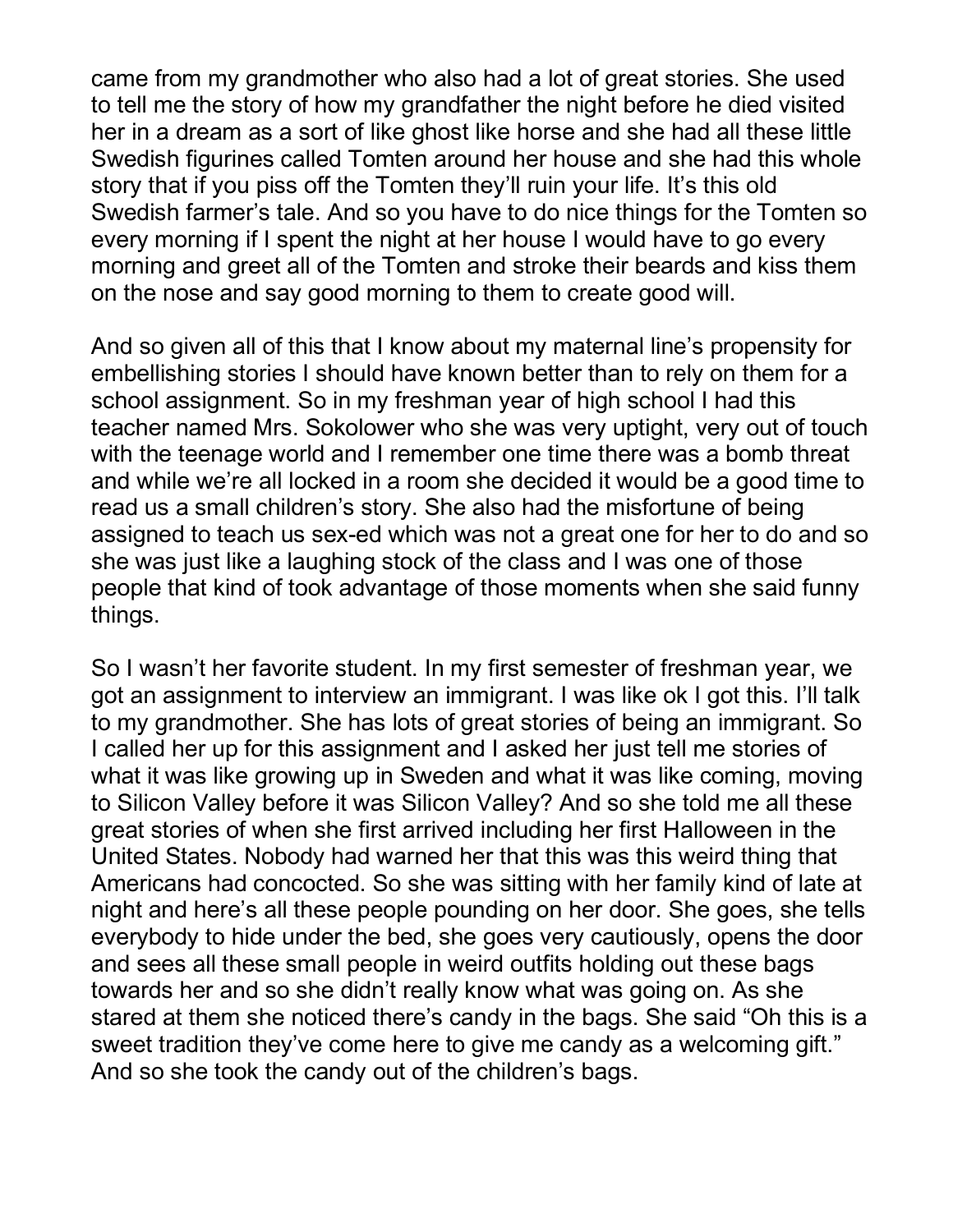came from my grandmother who also had a lot of great stories. She used to tell me the story of how my grandfather the night before he died visited her in a dream as a sort of like ghost like horse and she had all these little Swedish figurines called Tomten around her house and she had this whole story that if you piss off the Tomten they'll ruin your life. It's this old Swedish farmer's tale. And so you have to do nice things for the Tomten so every morning if I spent the night at her house I would have to go every morning and greet all of the Tomten and stroke their beards and kiss them on the nose and say good morning to them to create good will.

And so given all of this that I know about my maternal line's propensity for embellishing stories I should have known better than to rely on them for a school assignment. So in my freshman year of high school I had this teacher named Mrs. Sokolower who she was very uptight, very out of touch with the teenage world and I remember one time there was a bomb threat and while we're all locked in a room she decided it would be a good time to read us a small children's story. She also had the misfortune of being assigned to teach us sex-ed which was not a great one for her to do and so she was just like a laughing stock of the class and I was one of those people that kind of took advantage of those moments when she said funny things.

So I wasn't her favorite student. In my first semester of freshman year, we got an assignment to interview an immigrant. I was like ok I got this. I'll talk to my grandmother. She has lots of great stories of being an immigrant. So I called her up for this assignment and I asked her just tell me stories of what it was like growing up in Sweden and what it was like coming, moving to Silicon Valley before it was Silicon Valley? And so she told me all these great stories of when she first arrived including her first Halloween in the United States. Nobody had warned her that this was this weird thing that Americans had concocted. So she was sitting with her family kind of late at night and here's all these people pounding on her door. She goes, she tells everybody to hide under the bed, she goes very cautiously, opens the door and sees all these small people in weird outfits holding out these bags towards her and so she didn't really know what was going on. As she stared at them she noticed there's candy in the bags. She said "Oh this is a sweet tradition they've come here to give me candy as a welcoming gift." And so she took the candy out of the children's bags.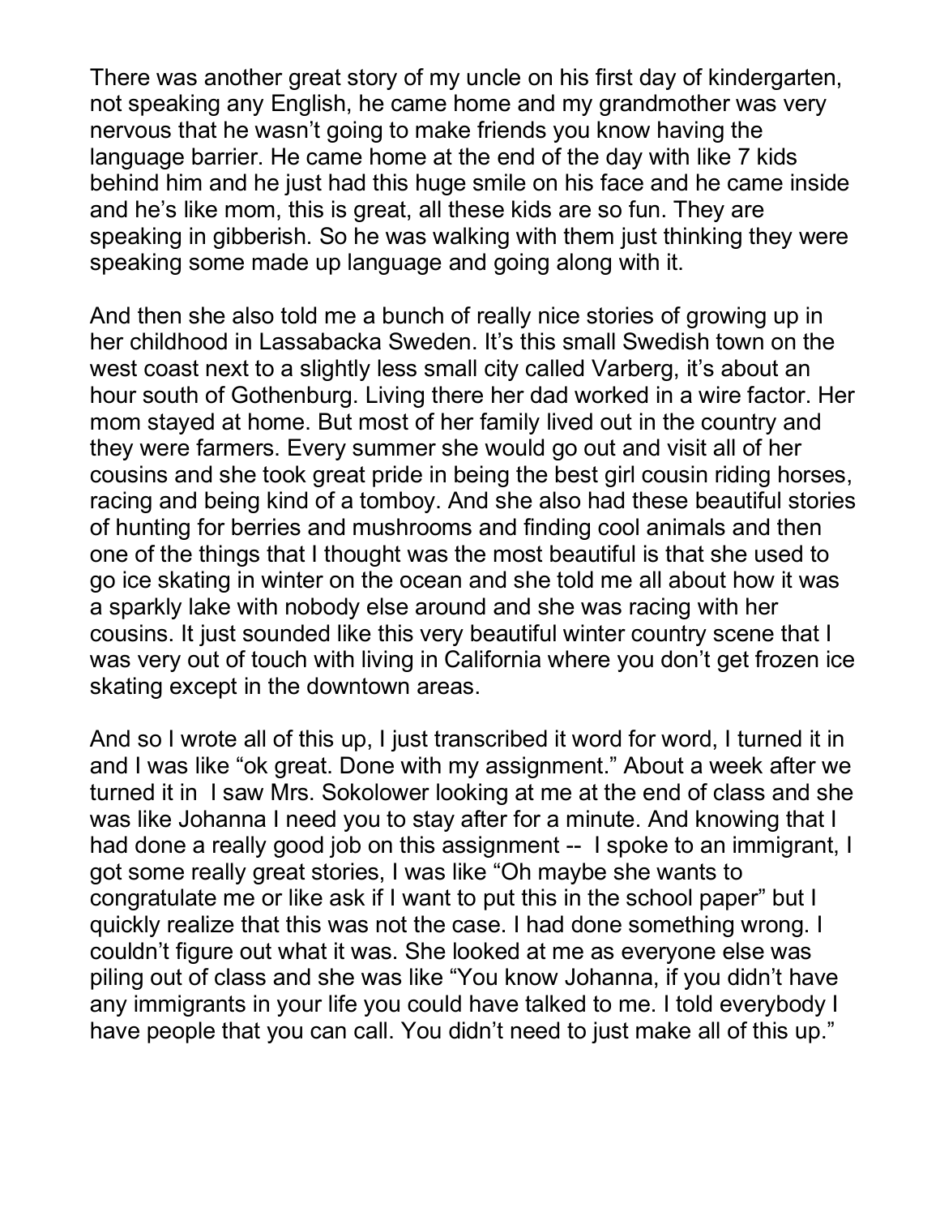There was another great story of my uncle on his first day of kindergarten, not speaking any English, he came home and my grandmother was very nervous that he wasn't going to make friends you know having the language barrier. He came home at the end of the day with like 7 kids behind him and he just had this huge smile on his face and he came inside and he's like mom, this is great, all these kids are so fun. They are speaking in gibberish. So he was walking with them just thinking they were speaking some made up language and going along with it.

And then she also told me a bunch of really nice stories of growing up in her childhood in Lassabacka Sweden. It's this small Swedish town on the west coast next to a slightly less small city called Varberg, it's about an hour south of Gothenburg. Living there her dad worked in a wire factor. Her mom stayed at home. But most of her family lived out in the country and they were farmers. Every summer she would go out and visit all of her cousins and she took great pride in being the best girl cousin riding horses, racing and being kind of a tomboy. And she also had these beautiful stories of hunting for berries and mushrooms and finding cool animals and then one of the things that I thought was the most beautiful is that she used to go ice skating in winter on the ocean and she told me all about how it was a sparkly lake with nobody else around and she was racing with her cousins. It just sounded like this very beautiful winter country scene that I was very out of touch with living in California where you don't get frozen ice skating except in the downtown areas.

And so I wrote all of this up, I just transcribed it word for word, I turned it in and I was like "ok great. Done with my assignment." About a week after we turned it in I saw Mrs. Sokolower looking at me at the end of class and she was like Johanna I need you to stay after for a minute. And knowing that I had done a really good job on this assignment -- I spoke to an immigrant, I got some really great stories, I was like "Oh maybe she wants to congratulate me or like ask if I want to put this in the school paper" but I quickly realize that this was not the case. I had done something wrong. I couldn't figure out what it was. She looked at me as everyone else was piling out of class and she was like "You know Johanna, if you didn't have any immigrants in your life you could have talked to me. I told everybody I have people that you can call. You didn't need to just make all of this up."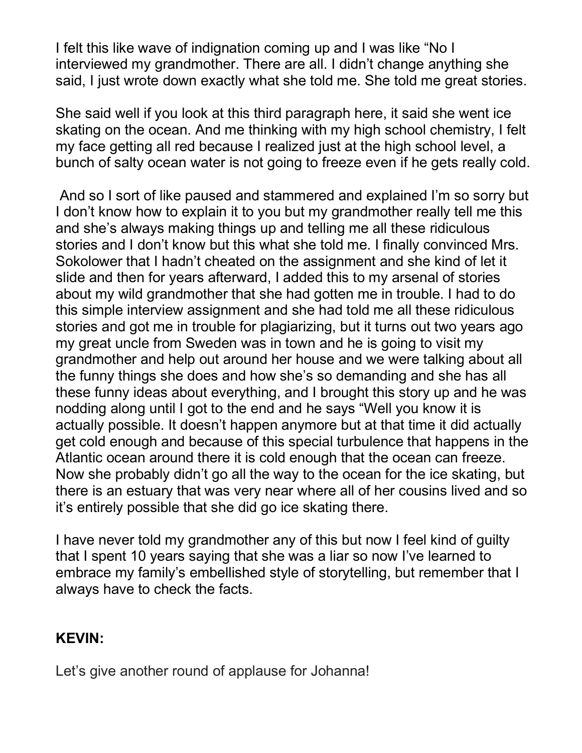I felt this like wave of indignation coming up and I was like "No I interviewed my grandmother. There are all. I didn't change anything she said, I just wrote down exactly what she told me. She told me great stories.

She said well if you look at this third paragraph here, it said she went ice skating on the ocean. And me thinking with my high school chemistry, I felt my face getting all red because I realized just at the high school level, a bunch of salty ocean water is not going to freeze even if he gets really cold.

And so I sort of like paused and stammered and explained I'm so sorry but I don't know how to explain it to you but my grandmother really tell me this and she's always making things up and telling me all these ridiculous stories and I don't know but this what she told me. I finally convinced Mrs. Sokolower that I hadn't cheated on the assignment and she kind of let it slide and then for years afterward, I added this to my arsenal of stories about my wild grandmother that she had gotten me in trouble. I had to do this simple interview assignment and she had told me all these ridiculous stories and got me in trouble for plagiarizing, but it turns out two years ago my great uncle from Sweden was in town and he is going to visit my grandmother and help out around her house and we were talking about all the funny things she does and how she's so demanding and she has all these funny ideas about everything, and I brought this story up and he was nodding along until I got to the end and he says "Well you know it is actually possible. It doesn't happen anymore but at that time it did actually get cold enough and because of this special turbulence that happens in the Atlantic ocean around there it is cold enough that the ocean can freeze. Now she probably didn't go all the way to the ocean for the ice skating, but there is an estuary that was very near where all of her cousins lived and so it's entirely possible that she did go ice skating there.

I have never told my grandmother any of this but now I feel kind of guilty that I spent 10 years saying that she was a liar so now I've learned to embrace my family's embellished style of storytelling, but remember that I always have to check the facts.

**KEVIN:**

Let's give another round of applause for Johanna!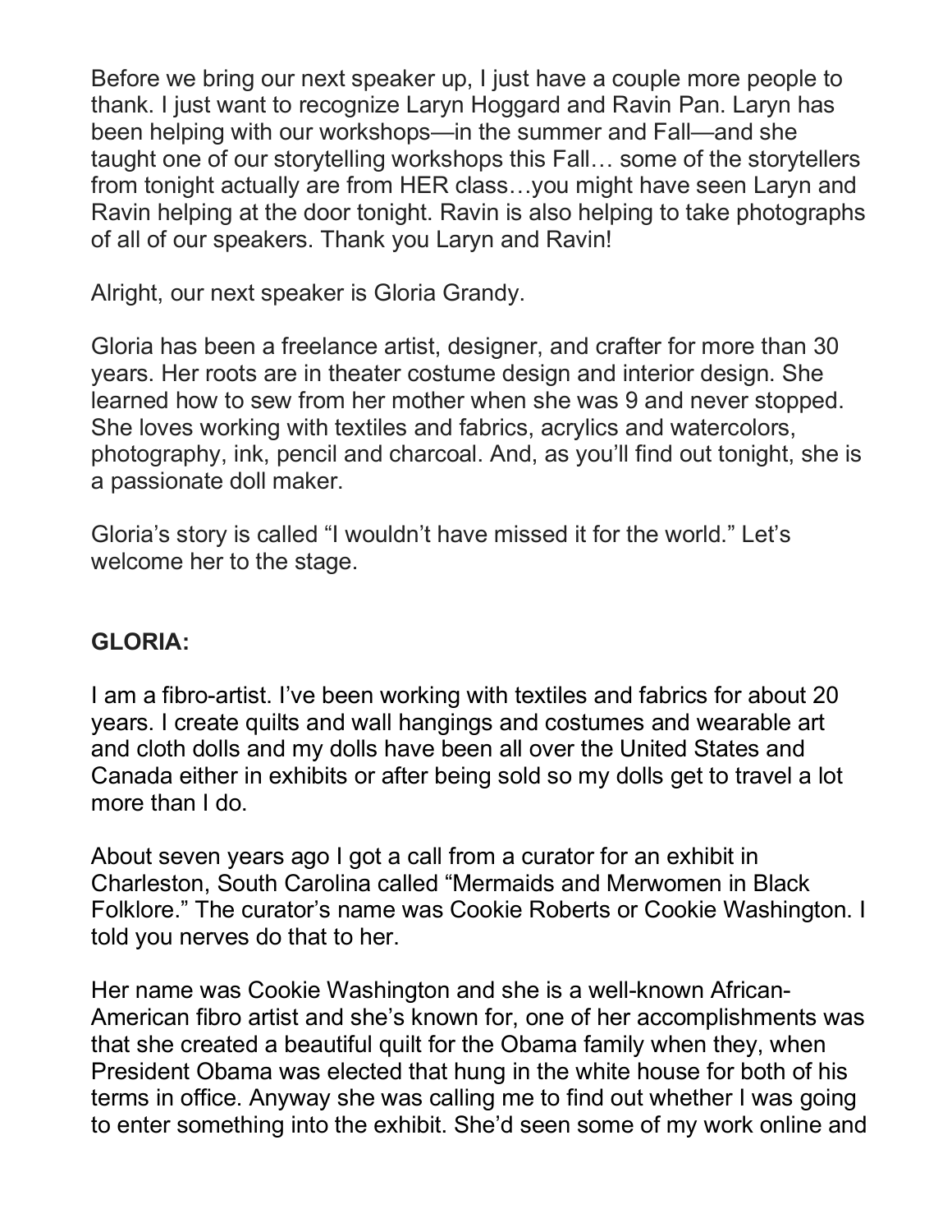Before we bring our next speaker up, I just have a couple more people to thank. I just want to recognize Laryn Hoggard and Ravin Pan. Laryn has been helping with our workshops—in the summer and Fall—and she taught one of our storytelling workshops this Fall… some of the storytellers from tonight actually are from HER class…you might have seen Laryn and Ravin helping at the door tonight. Ravin is also helping to take photographs of all of our speakers. Thank you Laryn and Ravin!

Alright, our next speaker is Gloria Grandy.

Gloria has been a freelance artist, designer, and crafter for more than 30 years. Her roots are in theater costume design and interior design. She learned how to sew from her mother when she was 9 and never stopped. She loves working with textiles and fabrics, acrylics and watercolors, photography, ink, pencil and charcoal. And, as you'll find out tonight, she is a passionate doll maker.

Gloria's story is called "I wouldn't have missed it for the world." Let's welcome her to the stage.

**GLORIA:**

I am a fibro-artist. I've been working with textiles and fabrics for about 20 years. I create quilts and wall hangings and costumes and wearable art and cloth dolls and my dolls have been all over the United States and Canada either in exhibits or after being sold so my dolls get to travel a lot more than I do.

About seven years ago I got a call from a curator for an exhibit in Charleston, South Carolina called "Mermaids and Merwomen in Black Folklore." The curator's name was Cookie Roberts or Cookie Washington. I told you nerves do that to her.

Her name was Cookie Washington and she is a well-known African-American fibro artist and she's known for, one of her accomplishments was that she created a beautiful quilt for the Obama family when they, when President Obama was elected that hung in the white house for both of his terms in office. Anyway she was calling me to find out whether I was going to enter something into the exhibit. She'd seen some of my work online and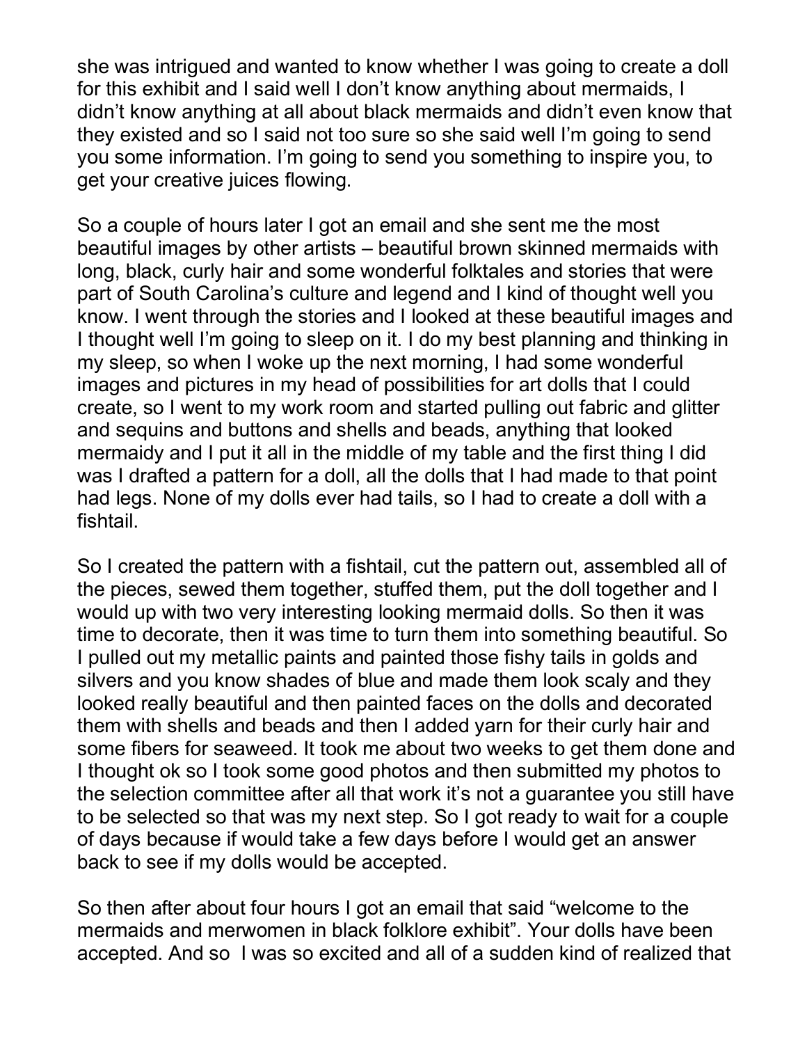she was intrigued and wanted to know whether I was going to create a doll for this exhibit and I said well I don't know anything about mermaids, I didn't know anything at all about black mermaids and didn't even know that they existed and so I said not too sure so she said well I'm going to send you some information. I'm going to send you something to inspire you, to get your creative juices flowing.

So a couple of hours later I got an email and she sent me the most beautiful images by other artists – beautiful brown skinned mermaids with long, black, curly hair and some wonderful folktales and stories that were part of South Carolina's culture and legend and I kind of thought well you know. I went through the stories and I looked at these beautiful images and I thought well I'm going to sleep on it. I do my best planning and thinking in my sleep, so when I woke up the next morning, I had some wonderful images and pictures in my head of possibilities for art dolls that I could create, so I went to my work room and started pulling out fabric and glitter and sequins and buttons and shells and beads, anything that looked mermaidy and I put it all in the middle of my table and the first thing I did was I drafted a pattern for a doll, all the dolls that I had made to that point had legs. None of my dolls ever had tails, so I had to create a doll with a fishtail.

So I created the pattern with a fishtail, cut the pattern out, assembled all of the pieces, sewed them together, stuffed them, put the doll together and I would up with two very interesting looking mermaid dolls. So then it was time to decorate, then it was time to turn them into something beautiful. So I pulled out my metallic paints and painted those fishy tails in golds and silvers and you know shades of blue and made them look scaly and they looked really beautiful and then painted faces on the dolls and decorated them with shells and beads and then I added yarn for their curly hair and some fibers for seaweed. It took me about two weeks to get them done and I thought ok so I took some good photos and then submitted my photos to the selection committee after all that work it's not a guarantee you still have to be selected so that was my next step. So I got ready to wait for a couple of days because if would take a few days before I would get an answer back to see if my dolls would be accepted.

So then after about four hours I got an email that said "welcome to the mermaids and merwomen in black folklore exhibit". Your dolls have been accepted. And so I was so excited and all of a sudden kind of realized that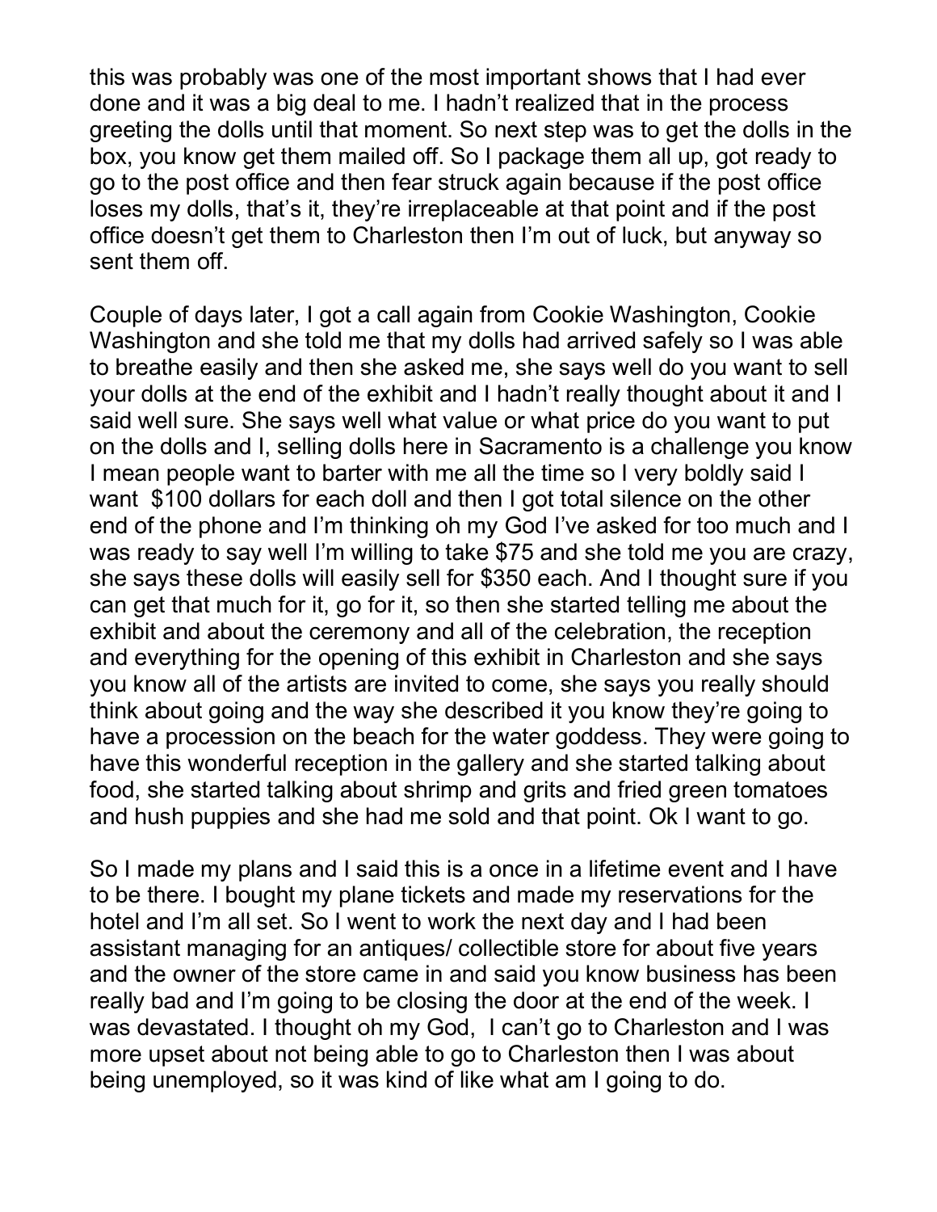this was probably was one of the most important shows that I had ever done and it was a big deal to me. I hadn't realized that in the process greeting the dolls until that moment. So next step was to get the dolls in the box, you know get them mailed off. So I package them all up, got ready to go to the post office and then fear struck again because if the post office loses my dolls, that's it, they're irreplaceable at that point and if the post office doesn't get them to Charleston then I'm out of luck, but anyway so sent them off.

Couple of days later, I got a call again from Cookie Washington, Cookie Washington and she told me that my dolls had arrived safely so I was able to breathe easily and then she asked me, she says well do you want to sell your dolls at the end of the exhibit and I hadn't really thought about it and I said well sure. She says well what value or what price do you want to put on the dolls and I, selling dolls here in Sacramento is a challenge you know I mean people want to barter with me all the time so I very boldly said I want  $100 dollars for each doll and then I got total silence on the other end of the phone and I'm thinking oh my God I've asked for too much and I was ready to say well I'm willing to take $75 and she told me you are crazy, she says these dolls will easily sell for $350 each. And I thought sure if you can get that much for it, go for it, so then she started telling me about the exhibit and about the ceremony and all of the celebration, the reception and everything for the opening of this exhibit in Charleston and she says you know all of the artists are invited to come, she says you really should think about going and the way she described it you know they're going to have a procession on the beach for the water goddess. They were going to have this wonderful reception in the gallery and she started talking about food, she started talking about shrimp and grits and fried green tomatoes and hush puppies and she had me sold and that point. Ok I want to go.

So I made my plans and I said this is a once in a lifetime event and I have to be there. I bought my plane tickets and made my reservations for the hotel and I'm all set. So I went to work the next day and I had been assistant managing for an antiques/ collectible store for about five years and the owner of the store came in and said you know business has been really bad and I'm going to be closing the door at the end of the week. I was devastated. I thought oh my God,  I can't go to Charleston and I was more upset about not being able to go to Charleston then I was about being unemployed, so it was kind of like what am I going to do.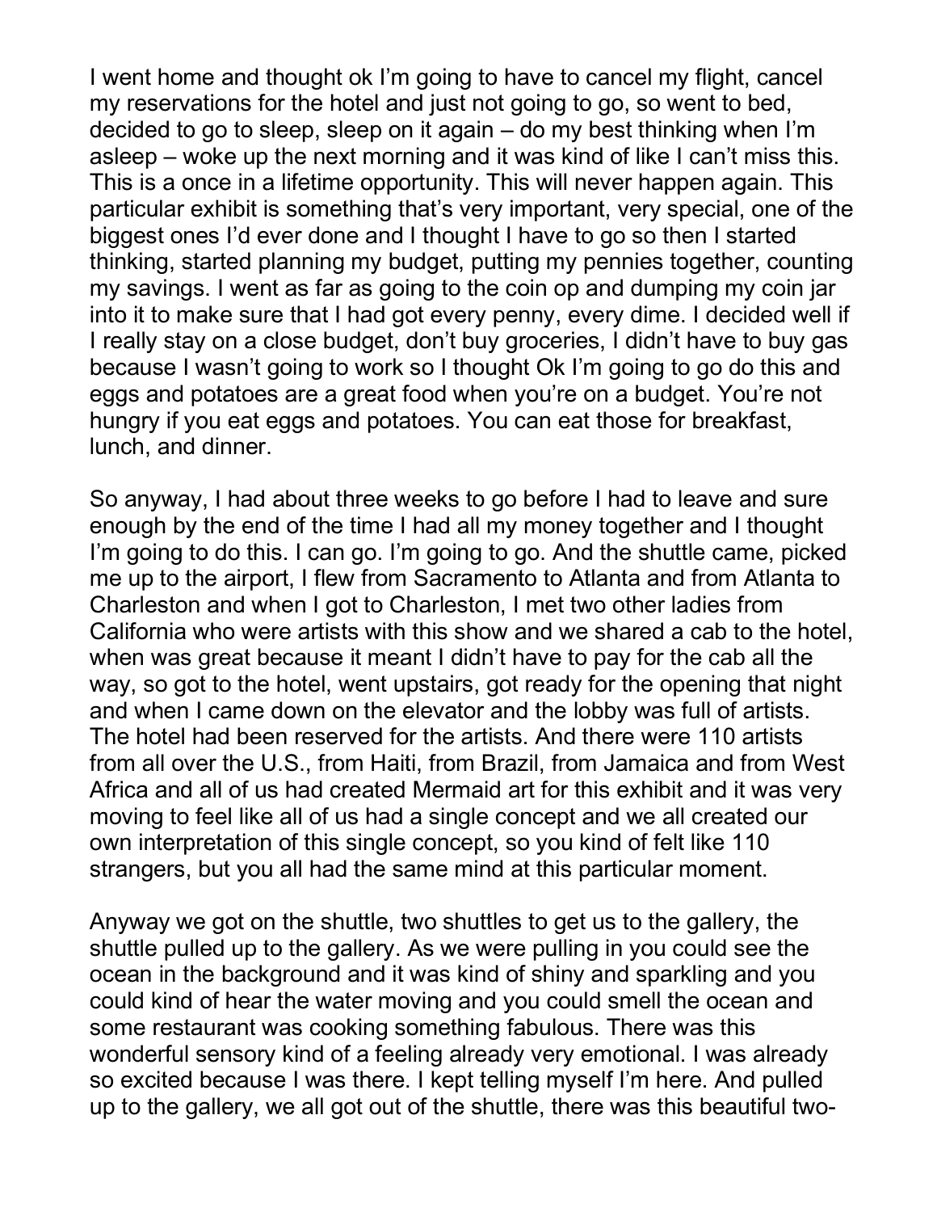I went home and thought ok I'm going to have to cancel my flight, cancel my reservations for the hotel and just not going to go, so went to bed, decided to go to sleep, sleep on it again – do my best thinking when I'm asleep – woke up the next morning and it was kind of like I can't miss this. This is a once in a lifetime opportunity. This will never happen again. This particular exhibit is something that's very important, very special, one of the biggest ones I'd ever done and I thought I have to go so then I started thinking, started planning my budget, putting my pennies together, counting my savings. I went as far as going to the coin op and dumping my coin jar into it to make sure that I had got every penny, every dime. I decided well if I really stay on a close budget, don't buy groceries, I didn't have to buy gas because I wasn't going to work so I thought Ok I'm going to go do this and eggs and potatoes are a great food when you're on a budget. You're not hungry if you eat eggs and potatoes. You can eat those for breakfast, lunch, and dinner.

So anyway, I had about three weeks to go before I had to leave and sure enough by the end of the time I had all my money together and I thought I'm going to do this. I can go. I'm going to go. And the shuttle came, picked me up to the airport, I flew from Sacramento to Atlanta and from Atlanta to Charleston and when I got to Charleston, I met two other ladies from California who were artists with this show and we shared a cab to the hotel, when was great because it meant I didn't have to pay for the cab all the way, so got to the hotel, went upstairs, got ready for the opening that night and when I came down on the elevator and the lobby was full of artists. The hotel had been reserved for the artists. And there were 110 artists from all over the U.S., from Haiti, from Brazil, from Jamaica and from West Africa and all of us had created Mermaid art for this exhibit and it was very moving to feel like all of us had a single concept and we all created our own interpretation of this single concept, so you kind of felt like 110 strangers, but you all had the same mind at this particular moment.

Anyway we got on the shuttle, two shuttles to get us to the gallery, the shuttle pulled up to the gallery. As we were pulling in you could see the ocean in the background and it was kind of shiny and sparkling and you could kind of hear the water moving and you could smell the ocean and some restaurant was cooking something fabulous. There was this wonderful sensory kind of a feeling already very emotional. I was already so excited because I was there. I kept telling myself I'm here. And pulled up to the gallery, we all got out of the shuttle, there was this beautiful two-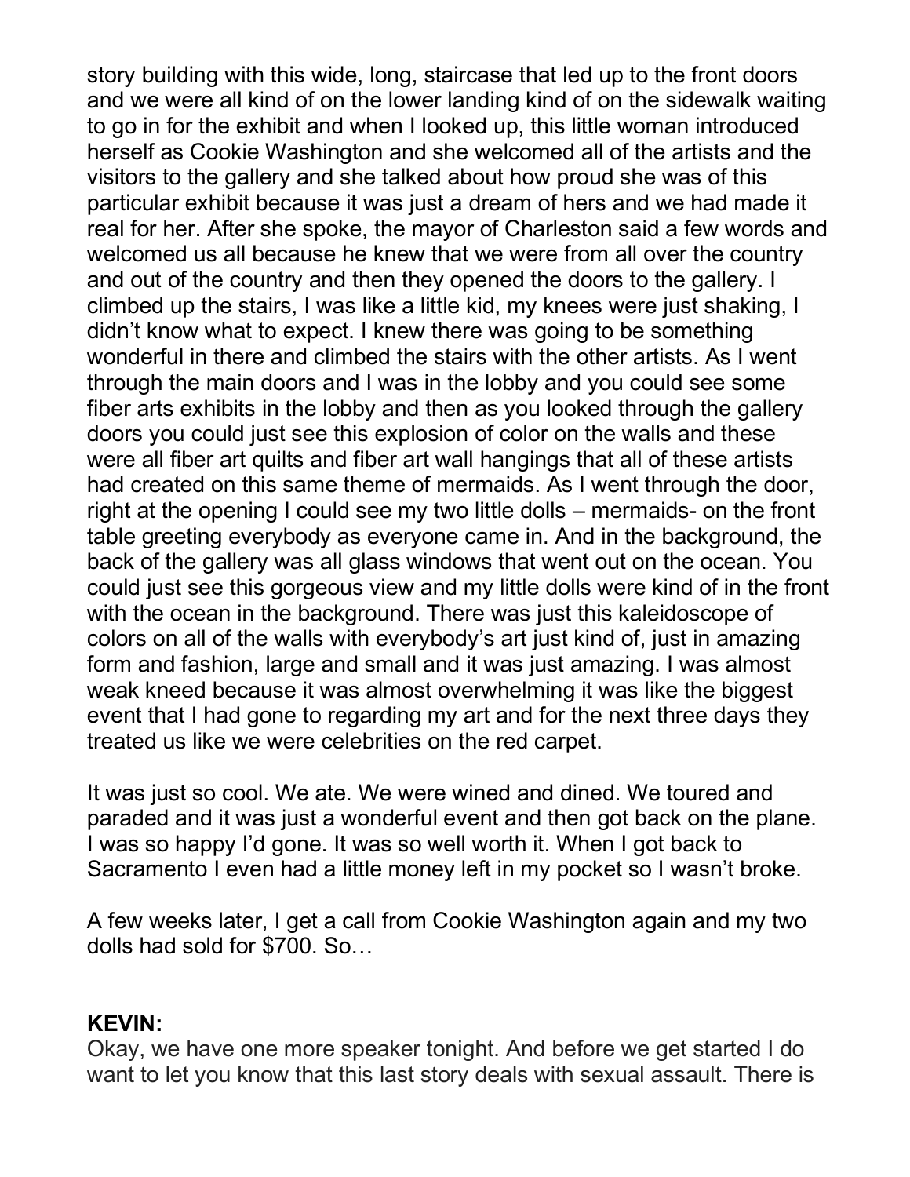story building with this wide, long, staircase that led up to the front doors and we were all kind of on the lower landing kind of on the sidewalk waiting to go in for the exhibit and when I looked up, this little woman introduced herself as Cookie Washington and she welcomed all of the artists and the visitors to the gallery and she talked about how proud she was of this particular exhibit because it was just a dream of hers and we had made it real for her. After she spoke, the mayor of Charleston said a few words and welcomed us all because he knew that we were from all over the country and out of the country and then they opened the doors to the gallery. I climbed up the stairs, I was like a little kid, my knees were just shaking, I didn't know what to expect. I knew there was going to be something wonderful in there and climbed the stairs with the other artists. As I went through the main doors and I was in the lobby and you could see some fiber arts exhibits in the lobby and then as you looked through the gallery doors you could just see this explosion of color on the walls and these were all fiber art quilts and fiber art wall hangings that all of these artists had created on this same theme of mermaids. As I went through the door, right at the opening I could see my two little dolls – mermaids- on the front table greeting everybody as everyone came in. And in the background, the back of the gallery was all glass windows that went out on the ocean. You could just see this gorgeous view and my little dolls were kind of in the front with the ocean in the background. There was just this kaleidoscope of colors on all of the walls with everybody's art just kind of, just in amazing form and fashion, large and small and it was just amazing. I was almost weak kneed because it was almost overwhelming it was like the biggest event that I had gone to regarding my art and for the next three days they treated us like we were celebrities on the red carpet.

It was just so cool. We ate. We were wined and dined. We toured and paraded and it was just a wonderful event and then got back on the plane. I was so happy I'd gone. It was so well worth it. When I got back to Sacramento I even had a little money left in my pocket so I wasn't broke.

A few weeks later, I get a call from Cookie Washington again and my two dolls had sold for $700. So…

**KEVIN:**
Okay, we have one more speaker tonight. And before we get started I do want to let you know that this last story deals with sexual assault. There is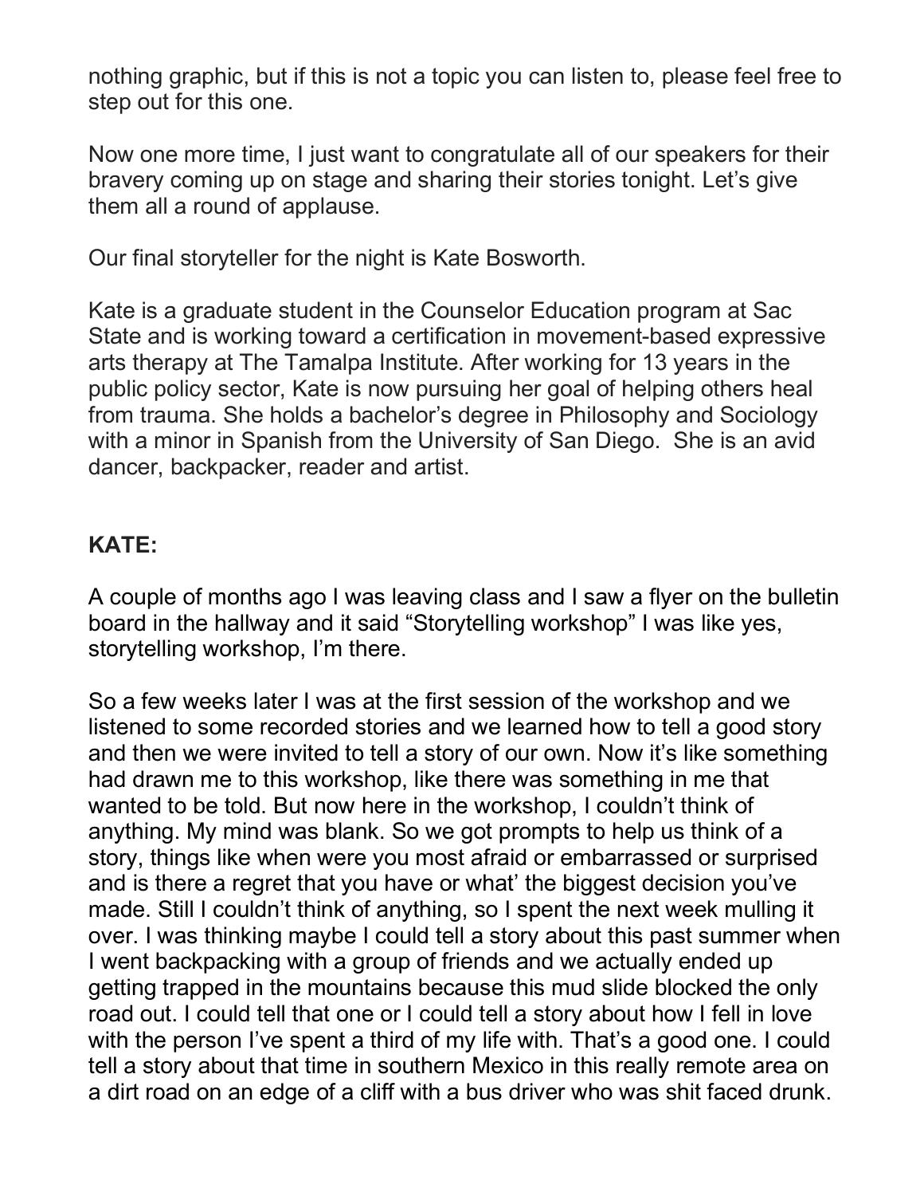nothing graphic, but if this is not a topic you can listen to, please feel free to step out for this one.

Now one more time, I just want to congratulate all of our speakers for their bravery coming up on stage and sharing their stories tonight. Let's give them all a round of applause.

Our final storyteller for the night is Kate Bosworth.

Kate is a graduate student in the Counselor Education program at Sac State and is working toward a certification in movement-based expressive arts therapy at The Tamalpa Institute. After working for 13 years in the public policy sector, Kate is now pursuing her goal of helping others heal from trauma. She holds a bachelor's degree in Philosophy and Sociology with a minor in Spanish from the University of San Diego. She is an avid dancer, backpacker, reader and artist.

**KATE:**

A couple of months ago I was leaving class and I saw a flyer on the bulletin board in the hallway and it said "Storytelling workshop" I was like yes, storytelling workshop, I'm there.

So a few weeks later I was at the first session of the workshop and we listened to some recorded stories and we learned how to tell a good story and then we were invited to tell a story of our own. Now it's like something had drawn me to this workshop, like there was something in me that wanted to be told. But now here in the workshop, I couldn't think of anything. My mind was blank. So we got prompts to help us think of a story, things like when were you most afraid or embarrassed or surprised and is there a regret that you have or what' the biggest decision you've made. Still I couldn't think of anything, so I spent the next week mulling it over. I was thinking maybe I could tell a story about this past summer when I went backpacking with a group of friends and we actually ended up getting trapped in the mountains because this mud slide blocked the only road out. I could tell that one or I could tell a story about how I fell in love with the person I've spent a third of my life with. That's a good one. I could tell a story about that time in southern Mexico in this really remote area on a dirt road on an edge of a cliff with a bus driver who was shit faced drunk.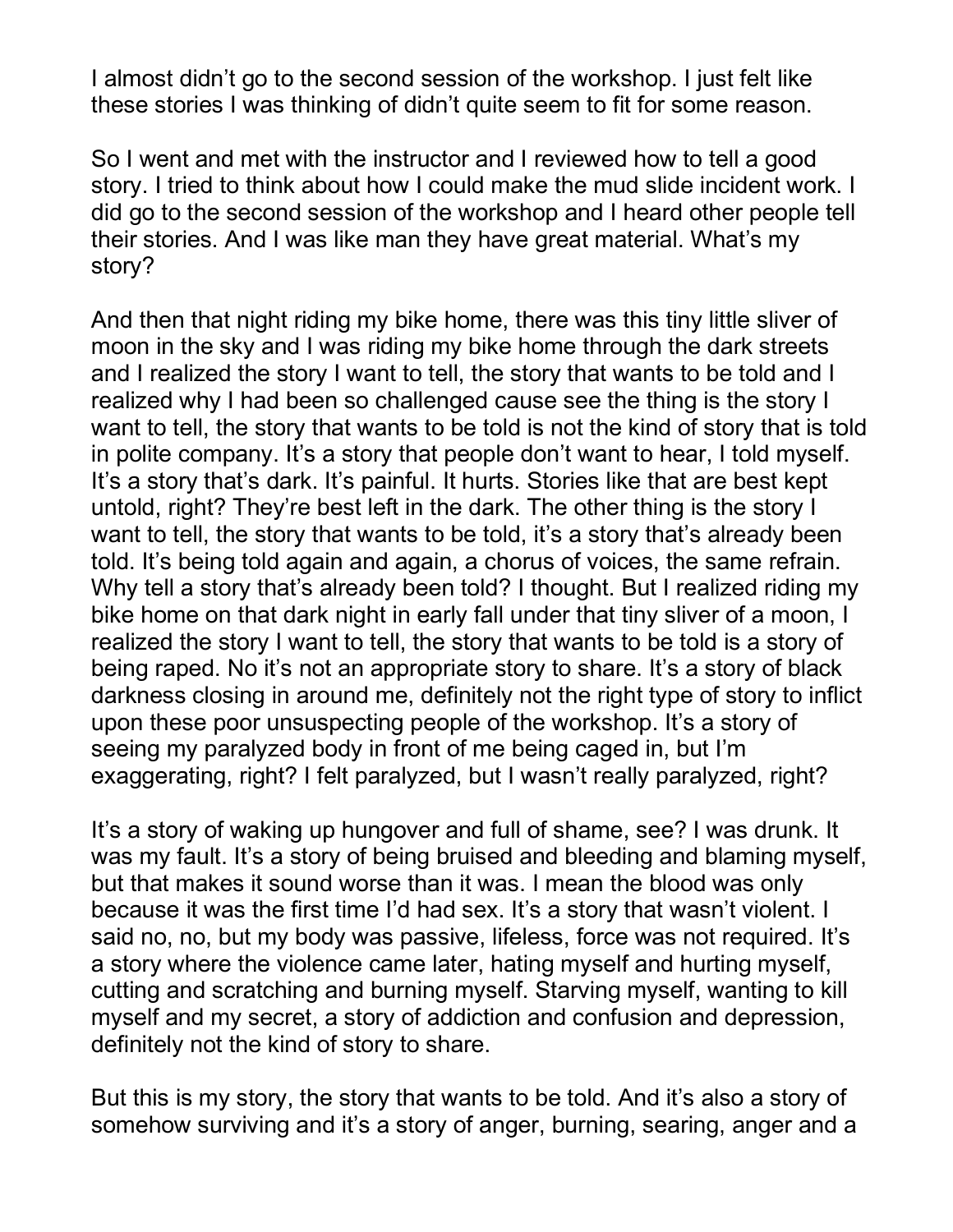I almost didn't go to the second session of the workshop. I just felt like these stories I was thinking of didn't quite seem to fit for some reason.

So I went and met with the instructor and I reviewed how to tell a good story. I tried to think about how I could make the mud slide incident work. I did go to the second session of the workshop and I heard other people tell their stories. And I was like man they have great material. What's my story?

And then that night riding my bike home, there was this tiny little sliver of moon in the sky and I was riding my bike home through the dark streets and I realized the story I want to tell, the story that wants to be told and I realized why I had been so challenged cause see the thing is the story I want to tell, the story that wants to be told is not the kind of story that is told in polite company. It's a story that people don't want to hear, I told myself. It's a story that's dark. It's painful. It hurts. Stories like that are best kept untold, right? They're best left in the dark. The other thing is the story I want to tell, the story that wants to be told, it's a story that's already been told. It's being told again and again, a chorus of voices, the same refrain. Why tell a story that's already been told? I thought. But I realized riding my bike home on that dark night in early fall under that tiny sliver of a moon, I realized the story I want to tell, the story that wants to be told is a story of being raped. No it's not an appropriate story to share. It's a story of black darkness closing in around me, definitely not the right type of story to inflict upon these poor unsuspecting people of the workshop. It's a story of seeing my paralyzed body in front of me being caged in, but I'm exaggerating, right? I felt paralyzed, but I wasn't really paralyzed, right?

It's a story of waking up hungover and full of shame, see? I was drunk. It was my fault. It's a story of being bruised and bleeding and blaming myself, but that makes it sound worse than it was. I mean the blood was only because it was the first time I'd had sex. It's a story that wasn't violent. I said no, no, but my body was passive, lifeless, force was not required. It's a story where the violence came later, hating myself and hurting myself, cutting and scratching and burning myself. Starving myself, wanting to kill myself and my secret, a story of addiction and confusion and depression, definitely not the kind of story to share.

But this is my story, the story that wants to be told. And it's also a story of somehow surviving and it's a story of anger, burning, searing, anger and a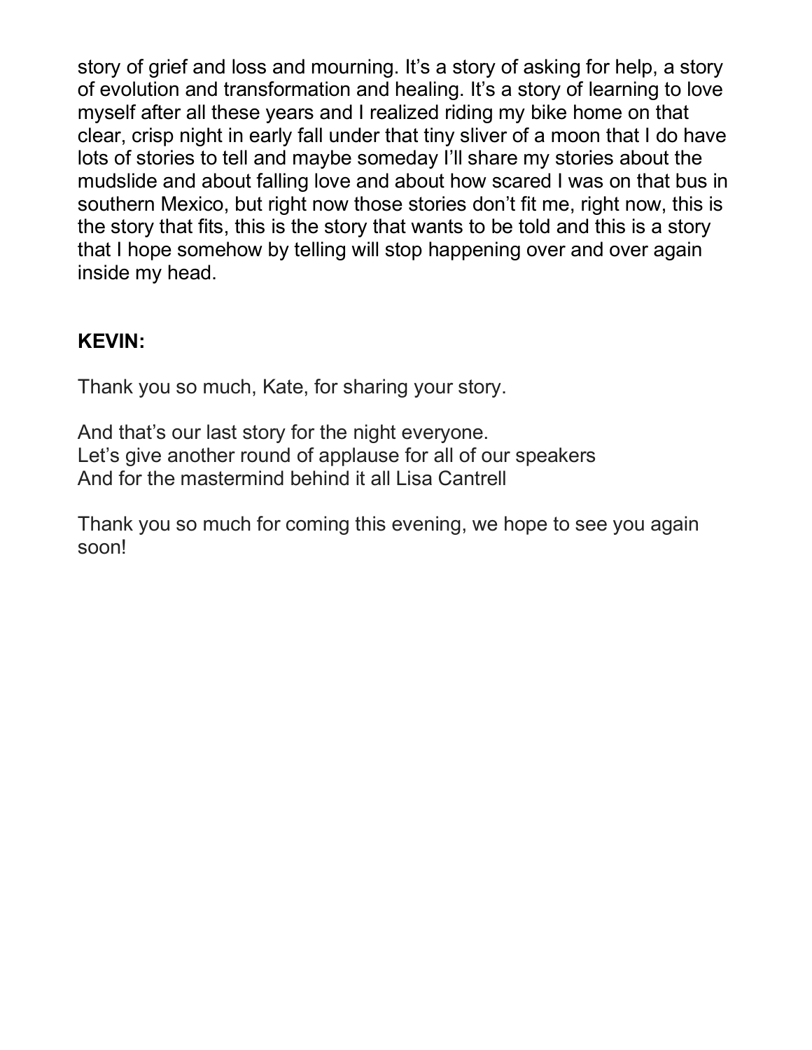story of grief and loss and mourning. It's a story of asking for help, a story of evolution and transformation and healing. It's a story of learning to love myself after all these years and I realized riding my bike home on that clear, crisp night in early fall under that tiny sliver of a moon that I do have lots of stories to tell and maybe someday I'll share my stories about the mudslide and about falling love and about how scared I was on that bus in southern Mexico, but right now those stories don't fit me, right now, this is the story that fits, this is the story that wants to be told and this is a story that I hope somehow by telling will stop happening over and over again inside my head.

**KEVIN:**

Thank you so much, Kate, for sharing your story.

And that's our last story for the night everyone.
Let's give another round of applause for all of our speakers
And for the mastermind behind it all Lisa Cantrell

Thank you so much for coming this evening, we hope to see you again soon!